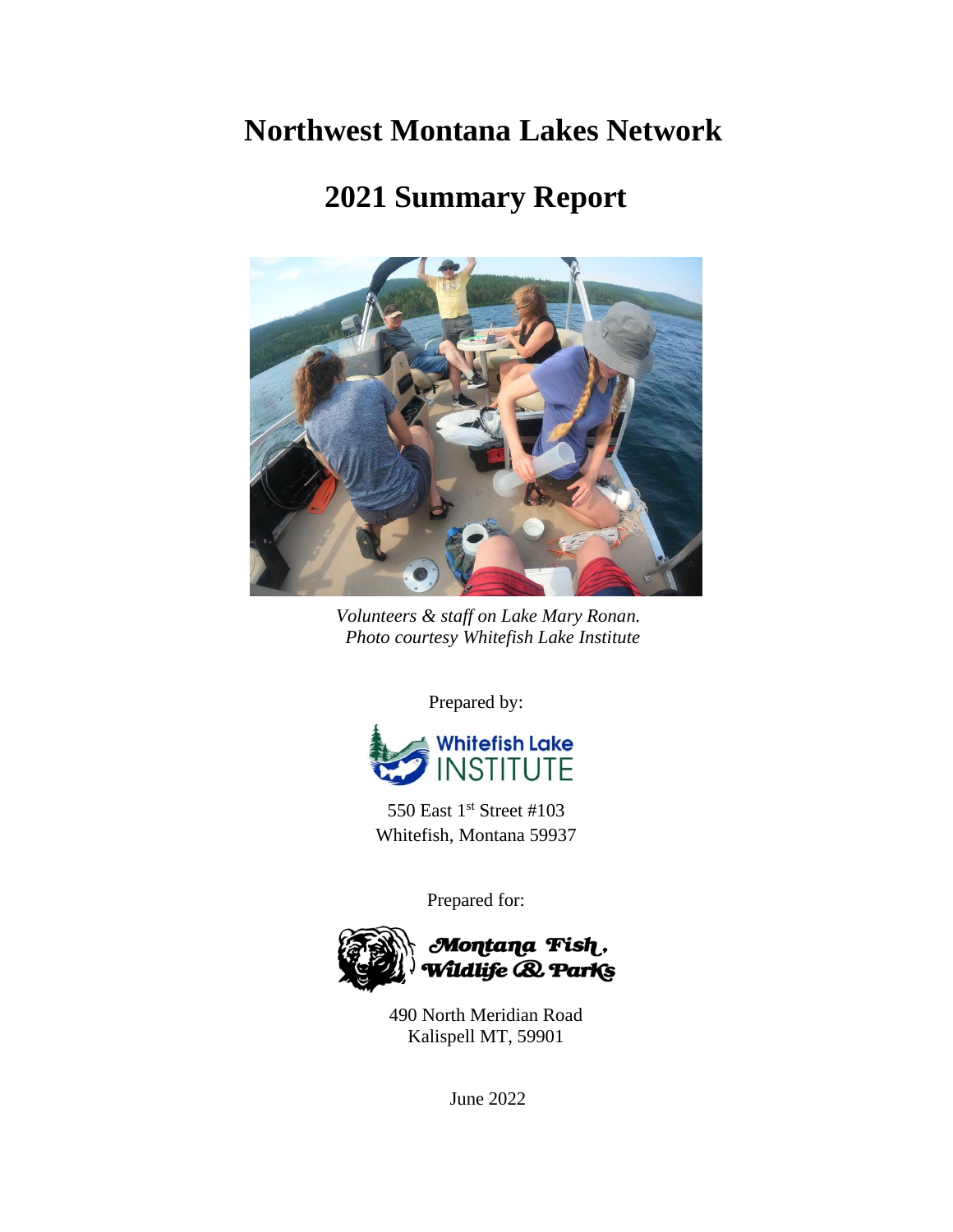# Northwest Montana Lakes Network

# 2021 Summary Report

*Volunteers & staff on Lake Mary Ronan.*
*Photo courtesy Whitefish Lake Institute*

Prepared by:

Whitefish Lake INSTITUTE

550 East 1st Street #103
Whitefish, Montana 59937

Prepared for:

Montana Fish, Wildlife & Parks

490 North Meridian Road
Kalispell MT, 59901

June 2022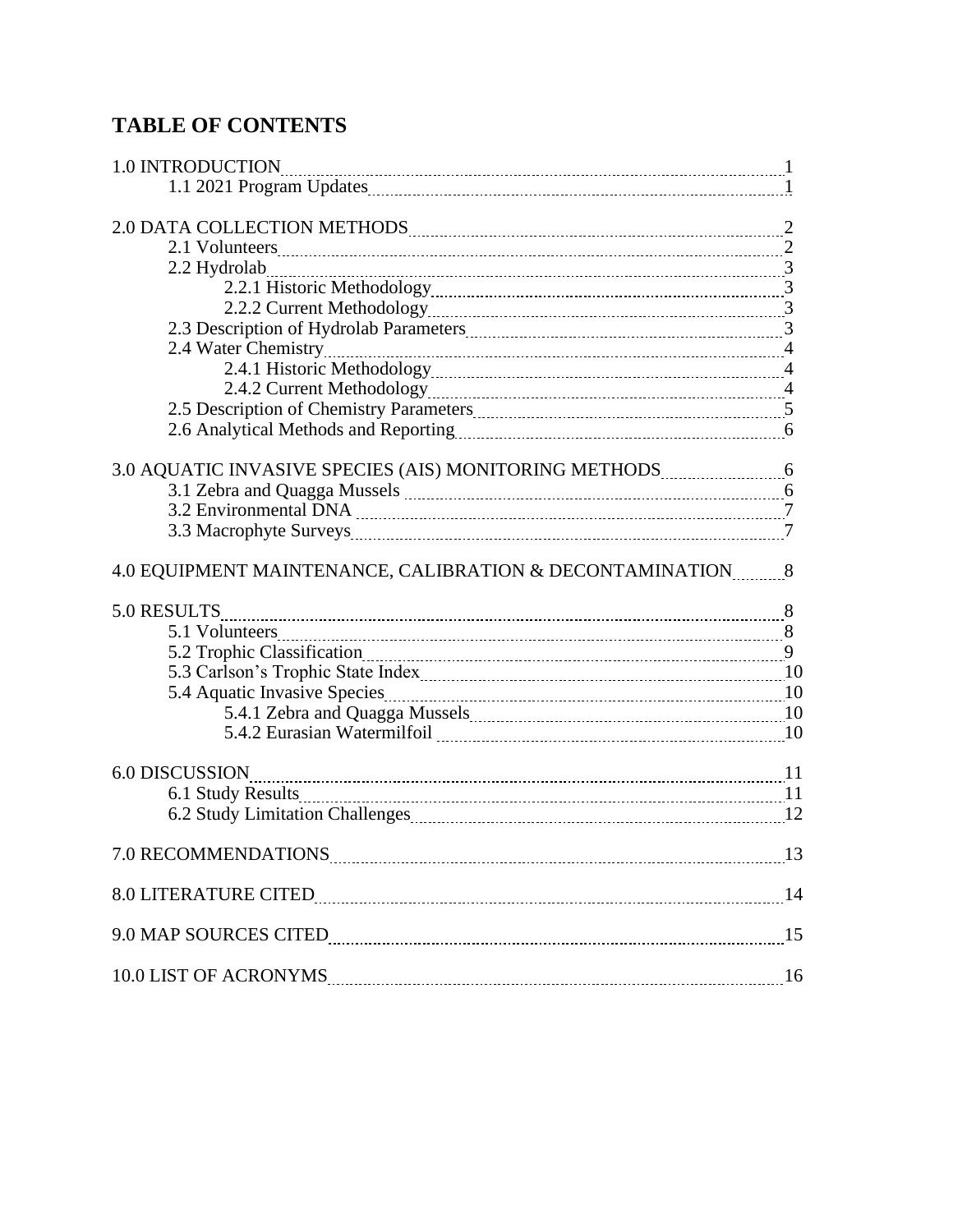# TABLE OF CONTENTS

1.0 INTRODUCTION ..... 1
    1.1 2021 Program Updates ..... 1

2.0 DATA COLLECTION METHODS ..... 2
    2.1 Volunteers ..... 2
    2.2 Hydrolab ..... 3
        2.2.1 Historic Methodology ..... 3
        2.2.2 Current Methodology ..... 3
    2.3 Description of Hydrolab Parameters ..... 3
    2.4 Water Chemistry ..... 4
        2.4.1 Historic Methodology ..... 4
        2.4.2 Current Methodology ..... 4
    2.5 Description of Chemistry Parameters ..... 5
    2.6 Analytical Methods and Reporting ..... 6

3.0 AQUATIC INVASIVE SPECIES (AIS) MONITORING METHODS ..... 6
    3.1 Zebra and Quagga Mussels ..... 6
    3.2 Environmental DNA ..... 7
    3.3 Macrophyte Surveys ..... 7

4.0 EQUIPMENT MAINTENANCE, CALIBRATION & DECONTAMINATION ..... 8

5.0 RESULTS ..... 8
    5.1 Volunteers ..... 8
    5.2 Trophic Classification ..... 9
    5.3 Carlson's Trophic State Index ..... 10
    5.4 Aquatic Invasive Species ..... 10
        5.4.1 Zebra and Quagga Mussels ..... 10
        5.4.2 Eurasian Watermilfoil ..... 10

6.0 DISCUSSION ..... 11
    6.1 Study Results ..... 11
    6.2 Study Limitation Challenges ..... 12

7.0 RECOMMENDATIONS ..... 13

8.0 LITERATURE CITED ..... 14

9.0 MAP SOURCES CITED ..... 15

10.0 LIST OF ACRONYMS ..... 16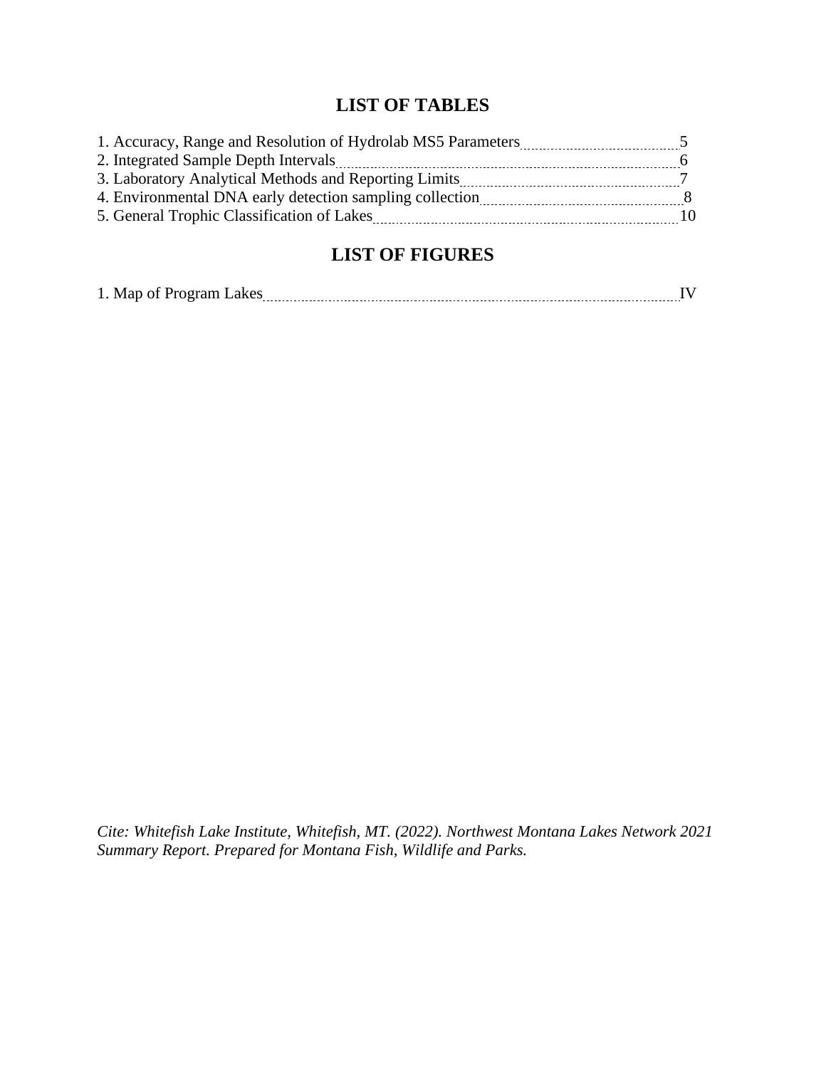## LIST OF TABLES

1. Accuracy, Range and Resolution of Hydrolab MS5 Parameters ........ 5
2. Integrated Sample Depth Intervals ........ 6
3. Laboratory Analytical Methods and Reporting Limits ........ 7
4. Environmental DNA early detection sampling collection ........ 8
5. General Trophic Classification of Lakes ........ 10

## LIST OF FIGURES

1. Map of Program Lakes ........ IV

*Cite: Whitefish Lake Institute, Whitefish, MT. (2022). Northwest Montana Lakes Network 2021 Summary Report. Prepared for Montana Fish, Wildlife and Parks.*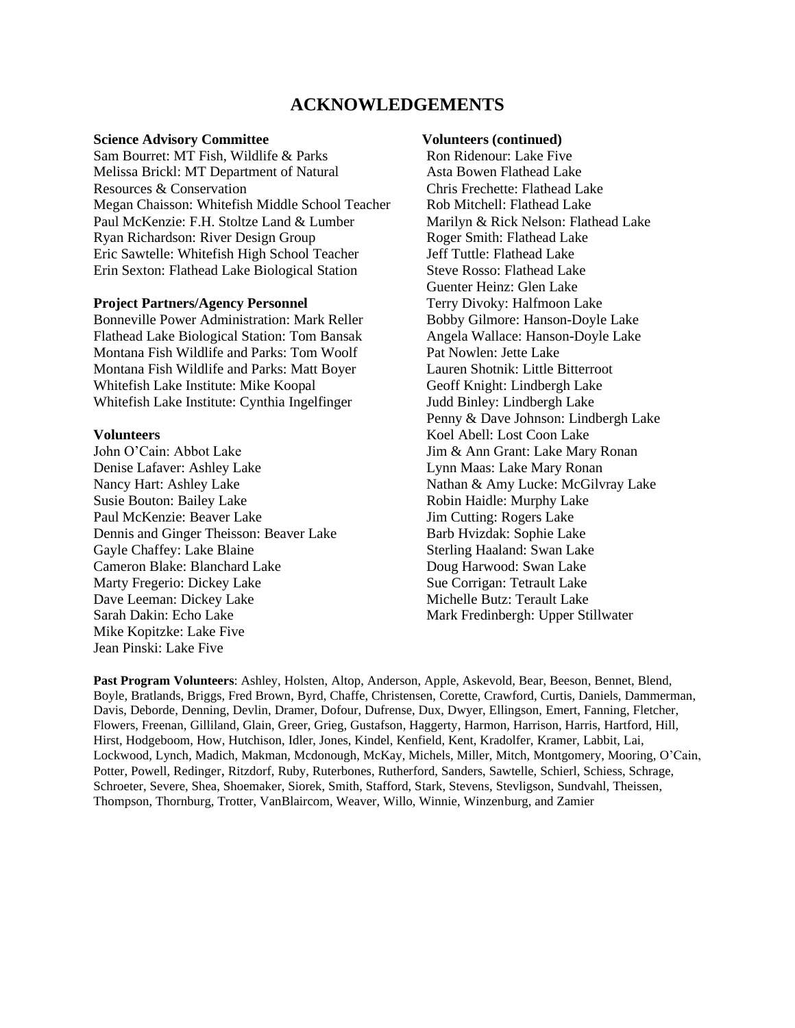# ACKNOWLEDGEMENTS

**Science Advisory Committee**

Sam Bourret: MT Fish, Wildlife & Parks
Melissa Brickl: MT Department of Natural Resources & Conservation
Megan Chaisson: Whitefish Middle School Teacher
Paul McKenzie: F.H. Stoltze Land & Lumber
Ryan Richardson: River Design Group
Eric Sawtelle: Whitefish High School Teacher
Erin Sexton: Flathead Lake Biological Station

**Project Partners/Agency Personnel**

Bonneville Power Administration: Mark Reller
Flathead Lake Biological Station: Tom Bansak
Montana Fish Wildlife and Parks: Tom Woolf
Montana Fish Wildlife and Parks: Matt Boyer
Whitefish Lake Institute: Mike Koopal
Whitefish Lake Institute: Cynthia Ingelfinger

**Volunteers**

John O'Cain: Abbot Lake
Denise Lafaver: Ashley Lake
Nancy Hart: Ashley Lake
Susie Bouton: Bailey Lake
Paul McKenzie: Beaver Lake
Dennis and Ginger Theisson: Beaver Lake
Gayle Chaffey: Lake Blaine
Cameron Blake: Blanchard Lake
Marty Fregerio: Dickey Lake
Dave Leeman: Dickey Lake
Sarah Dakin: Echo Lake
Mike Kopitzke: Lake Five
Jean Pinski: Lake Five

**Volunteers (continued)**

Ron Ridenour: Lake Five
Asta Bowen Flathead Lake
Chris Frechette: Flathead Lake
Rob Mitchell: Flathead Lake
Marilyn & Rick Nelson: Flathead Lake
Roger Smith: Flathead Lake
Jeff Tuttle: Flathead Lake
Steve Rosso: Flathead Lake
Guenter Heinz: Glen Lake
Terry Divoky: Halfmoon Lake
Bobby Gilmore: Hanson-Doyle Lake
Angela Wallace: Hanson-Doyle Lake
Pat Nowlen: Jette Lake
Lauren Shotnik: Little Bitterroot
Geoff Knight: Lindbergh Lake
Judd Binley: Lindbergh Lake
Penny & Dave Johnson: Lindbergh Lake
Koel Abell: Lost Coon Lake
Jim & Ann Grant: Lake Mary Ronan
Lynn Maas: Lake Mary Ronan
Nathan & Amy Lucke: McGilvray Lake
Robin Haidle: Murphy Lake
Jim Cutting: Rogers Lake
Barb Hvizdak: Sophie Lake
Sterling Haaland: Swan Lake
Doug Harwood: Swan Lake
Sue Corrigan: Tetrault Lake
Michelle Butz: Terault Lake
Mark Fredinbergh: Upper Stillwater

**Past Program Volunteers**: Ashley, Holsten, Altop, Anderson, Apple, Askevold, Bear, Beeson, Bennet, Blend, Boyle, Bratlands, Briggs, Fred Brown, Byrd, Chaffe, Christensen, Corette, Crawford, Curtis, Daniels, Dammerman, Davis, Deborde, Denning, Devlin, Dramer, Dofour, Dufrense, Dux, Dwyer, Ellingson, Emert, Fanning, Fletcher, Flowers, Freenan, Gilliland, Glain, Greer, Grieg, Gustafson, Haggerty, Harmon, Harrison, Harris, Hartford, Hill, Hirst, Hodgeboom, How, Hutchison, Idler, Jones, Kindel, Kenfield, Kent, Kradolfer, Kramer, Labbit, Lai, Lockwood, Lynch, Madich, Makman, Mcdonough, McKay, Michels, Miller, Mitch, Montgomery, Mooring, O'Cain, Potter, Powell, Redinger, Ritzdorf, Ruby, Ruterbones, Rutherford, Sanders, Sawtelle, Schierl, Schiess, Schrage, Schroeter, Severe, Shea, Shoemaker, Siorek, Smith, Stafford, Stark, Stevens, Stevligson, Sundvahl, Theissen, Thompson, Thornburg, Trotter, VanBlaircom, Weaver, Willo, Winnie, Winzenburg, and Zamier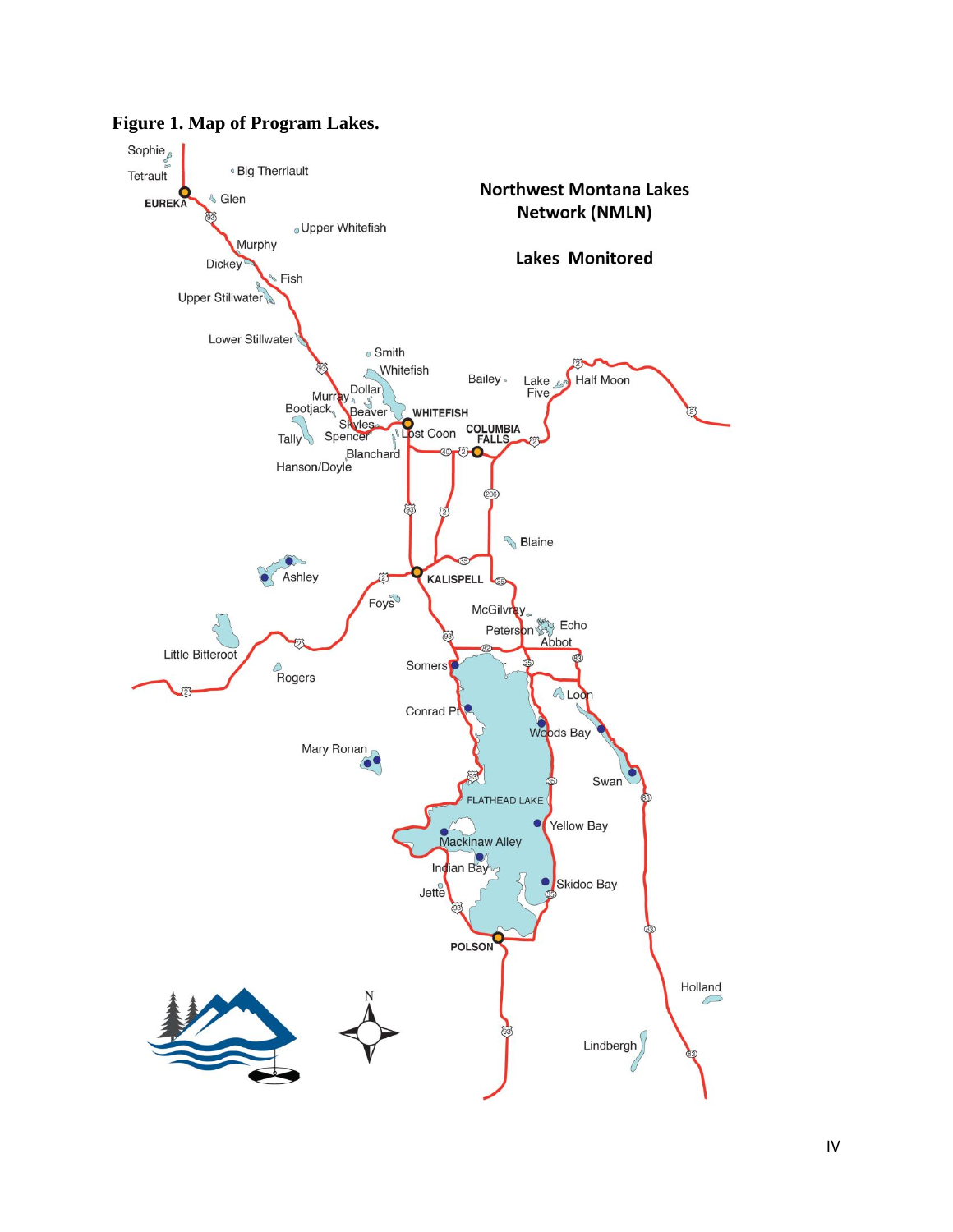**Figure 1. Map of Program Lakes.**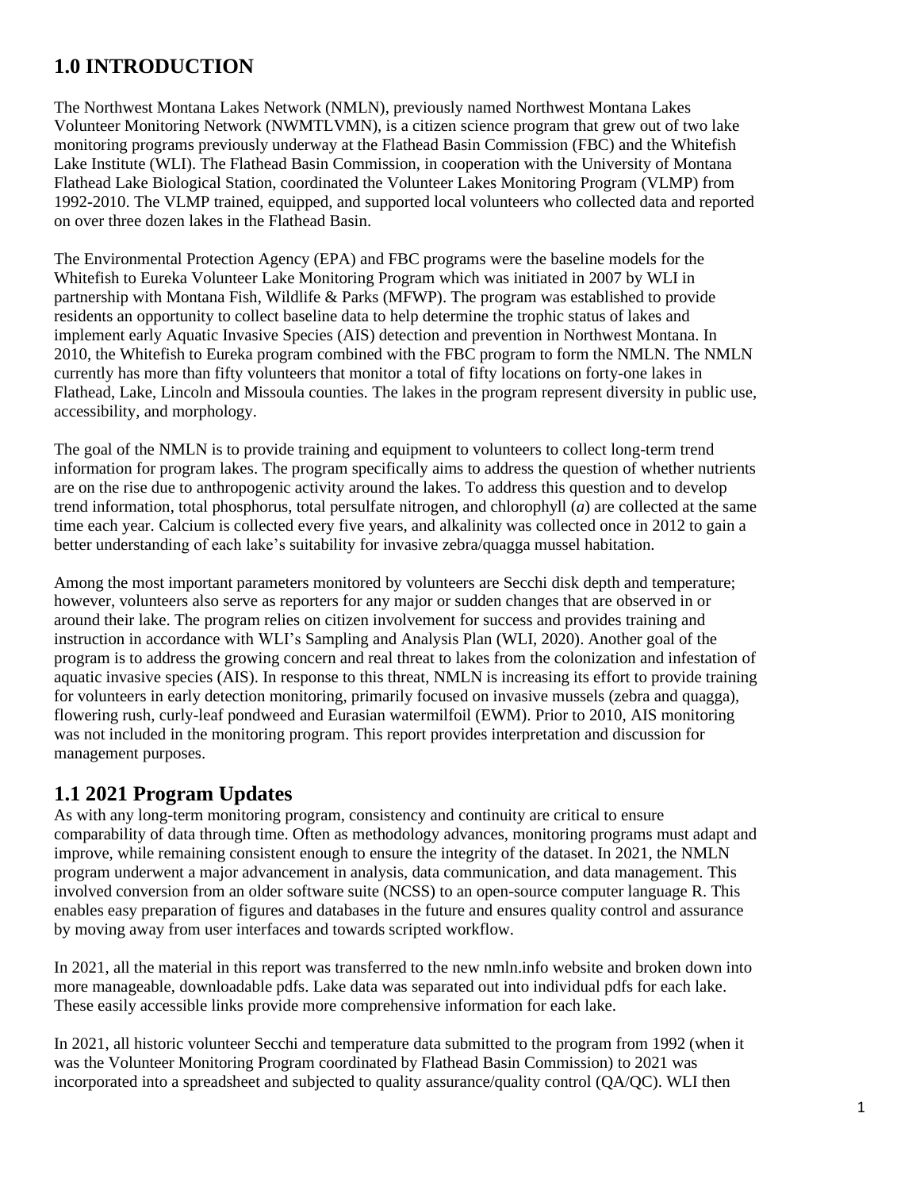# 1.0 INTRODUCTION

The Northwest Montana Lakes Network (NMLN), previously named Northwest Montana Lakes Volunteer Monitoring Network (NWMTLVMN), is a citizen science program that grew out of two lake monitoring programs previously underway at the Flathead Basin Commission (FBC) and the Whitefish Lake Institute (WLI). The Flathead Basin Commission, in cooperation with the University of Montana Flathead Lake Biological Station, coordinated the Volunteer Lakes Monitoring Program (VLMP) from 1992-2010. The VLMP trained, equipped, and supported local volunteers who collected data and reported on over three dozen lakes in the Flathead Basin.

The Environmental Protection Agency (EPA) and FBC programs were the baseline models for the Whitefish to Eureka Volunteer Lake Monitoring Program which was initiated in 2007 by WLI in partnership with Montana Fish, Wildlife & Parks (MFWP). The program was established to provide residents an opportunity to collect baseline data to help determine the trophic status of lakes and implement early Aquatic Invasive Species (AIS) detection and prevention in Northwest Montana. In 2010, the Whitefish to Eureka program combined with the FBC program to form the NMLN. The NMLN currently has more than fifty volunteers that monitor a total of fifty locations on forty-one lakes in Flathead, Lake, Lincoln and Missoula counties. The lakes in the program represent diversity in public use, accessibility, and morphology.

The goal of the NMLN is to provide training and equipment to volunteers to collect long-term trend information for program lakes. The program specifically aims to address the question of whether nutrients are on the rise due to anthropogenic activity around the lakes. To address this question and to develop trend information, total phosphorus, total persulfate nitrogen, and chlorophyll (*a*) are collected at the same time each year. Calcium is collected every five years, and alkalinity was collected once in 2012 to gain a better understanding of each lake's suitability for invasive zebra/quagga mussel habitation.

Among the most important parameters monitored by volunteers are Secchi disk depth and temperature; however, volunteers also serve as reporters for any major or sudden changes that are observed in or around their lake. The program relies on citizen involvement for success and provides training and instruction in accordance with WLI's Sampling and Analysis Plan (WLI, 2020). Another goal of the program is to address the growing concern and real threat to lakes from the colonization and infestation of aquatic invasive species (AIS). In response to this threat, NMLN is increasing its effort to provide training for volunteers in early detection monitoring, primarily focused on invasive mussels (zebra and quagga), flowering rush, curly-leaf pondweed and Eurasian watermilfoil (EWM). Prior to 2010, AIS monitoring was not included in the monitoring program. This report provides interpretation and discussion for management purposes.

## 1.1 2021 Program Updates

As with any long-term monitoring program, consistency and continuity are critical to ensure comparability of data through time. Often as methodology advances, monitoring programs must adapt and improve, while remaining consistent enough to ensure the integrity of the dataset. In 2021, the NMLN program underwent a major advancement in analysis, data communication, and data management. This involved conversion from an older software suite (NCSS) to an open-source computer language R. This enables easy preparation of figures and databases in the future and ensures quality control and assurance by moving away from user interfaces and towards scripted workflow.

In 2021, all the material in this report was transferred to the new nmln.info website and broken down into more manageable, downloadable pdfs. Lake data was separated out into individual pdfs for each lake. These easily accessible links provide more comprehensive information for each lake.

In 2021, all historic volunteer Secchi and temperature data submitted to the program from 1992 (when it was the Volunteer Monitoring Program coordinated by Flathead Basin Commission) to 2021 was incorporated into a spreadsheet and subjected to quality assurance/quality control (QA/QC). WLI then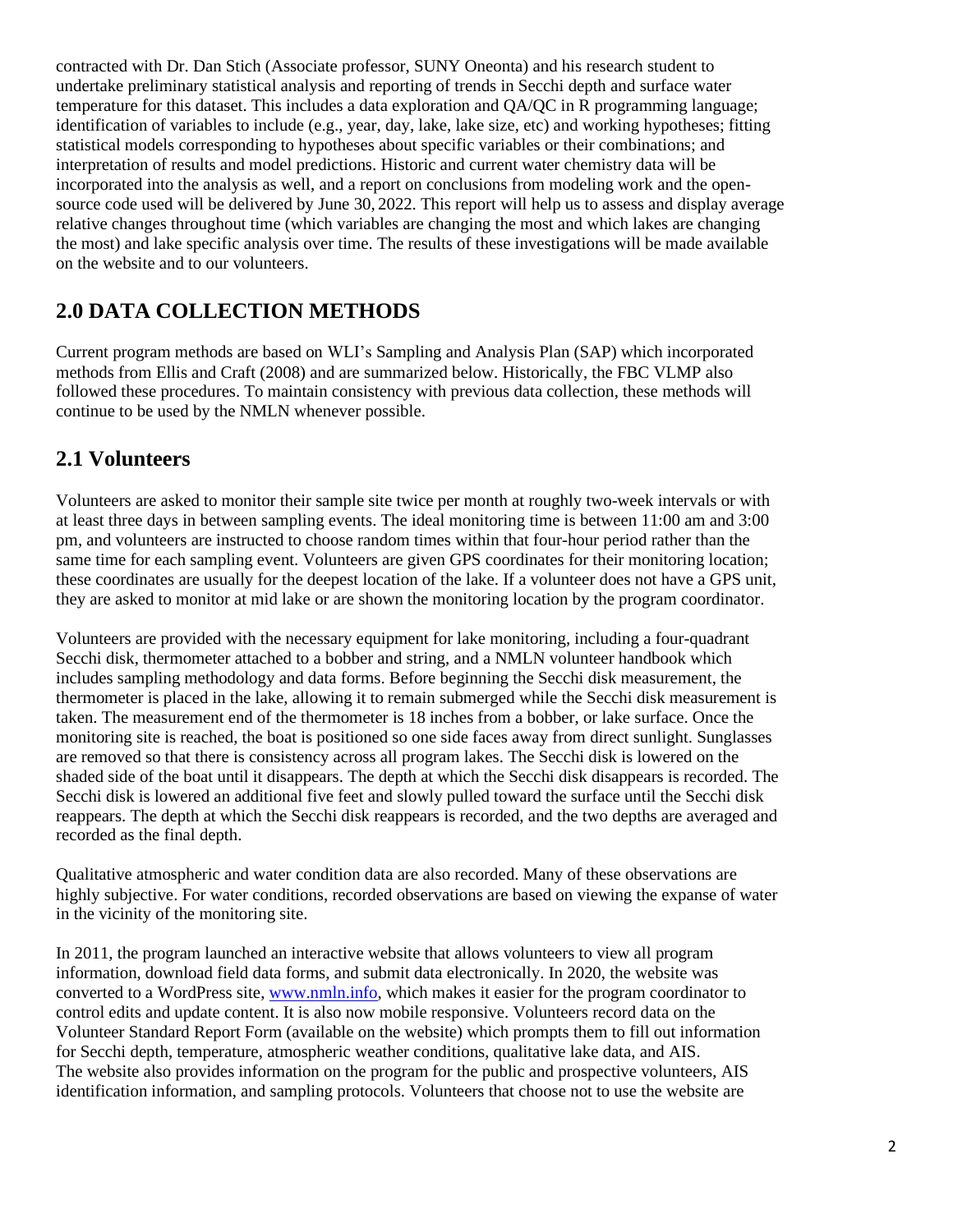contracted with Dr. Dan Stich (Associate professor, SUNY Oneonta) and his research student to undertake preliminary statistical analysis and reporting of trends in Secchi depth and surface water temperature for this dataset. This includes a data exploration and QA/QC in R programming language; identification of variables to include (e.g., year, day, lake, lake size, etc) and working hypotheses; fitting statistical models corresponding to hypotheses about specific variables or their combinations; and interpretation of results and model predictions. Historic and current water chemistry data will be incorporated into the analysis as well, and a report on conclusions from modeling work and the open-source code used will be delivered by June 30, 2022. This report will help us to assess and display average relative changes throughout time (which variables are changing the most and which lakes are changing the most) and lake specific analysis over time. The results of these investigations will be made available on the website and to our volunteers.

## 2.0 DATA COLLECTION METHODS

Current program methods are based on WLI's Sampling and Analysis Plan (SAP) which incorporated methods from Ellis and Craft (2008) and are summarized below. Historically, the FBC VLMP also followed these procedures. To maintain consistency with previous data collection, these methods will continue to be used by the NMLN whenever possible.

## 2.1 Volunteers

Volunteers are asked to monitor their sample site twice per month at roughly two-week intervals or with at least three days in between sampling events. The ideal monitoring time is between 11:00 am and 3:00 pm, and volunteers are instructed to choose random times within that four-hour period rather than the same time for each sampling event. Volunteers are given GPS coordinates for their monitoring location; these coordinates are usually for the deepest location of the lake. If a volunteer does not have a GPS unit, they are asked to monitor at mid lake or are shown the monitoring location by the program coordinator.

Volunteers are provided with the necessary equipment for lake monitoring, including a four-quadrant Secchi disk, thermometer attached to a bobber and string, and a NMLN volunteer handbook which includes sampling methodology and data forms. Before beginning the Secchi disk measurement, the thermometer is placed in the lake, allowing it to remain submerged while the Secchi disk measurement is taken. The measurement end of the thermometer is 18 inches from a bobber, or lake surface. Once the monitoring site is reached, the boat is positioned so one side faces away from direct sunlight. Sunglasses are removed so that there is consistency across all program lakes. The Secchi disk is lowered on the shaded side of the boat until it disappears. The depth at which the Secchi disk disappears is recorded. The Secchi disk is lowered an additional five feet and slowly pulled toward the surface until the Secchi disk reappears. The depth at which the Secchi disk reappears is recorded, and the two depths are averaged and recorded as the final depth.

Qualitative atmospheric and water condition data are also recorded. Many of these observations are highly subjective. For water conditions, recorded observations are based on viewing the expanse of water in the vicinity of the monitoring site.

In 2011, the program launched an interactive website that allows volunteers to view all program information, download field data forms, and submit data electronically. In 2020, the website was converted to a WordPress site, www.nmln.info, which makes it easier for the program coordinator to control edits and update content. It is also now mobile responsive. Volunteers record data on the Volunteer Standard Report Form (available on the website) which prompts them to fill out information for Secchi depth, temperature, atmospheric weather conditions, qualitative lake data, and AIS. The website also provides information on the program for the public and prospective volunteers, AIS identification information, and sampling protocols. Volunteers that choose not to use the website are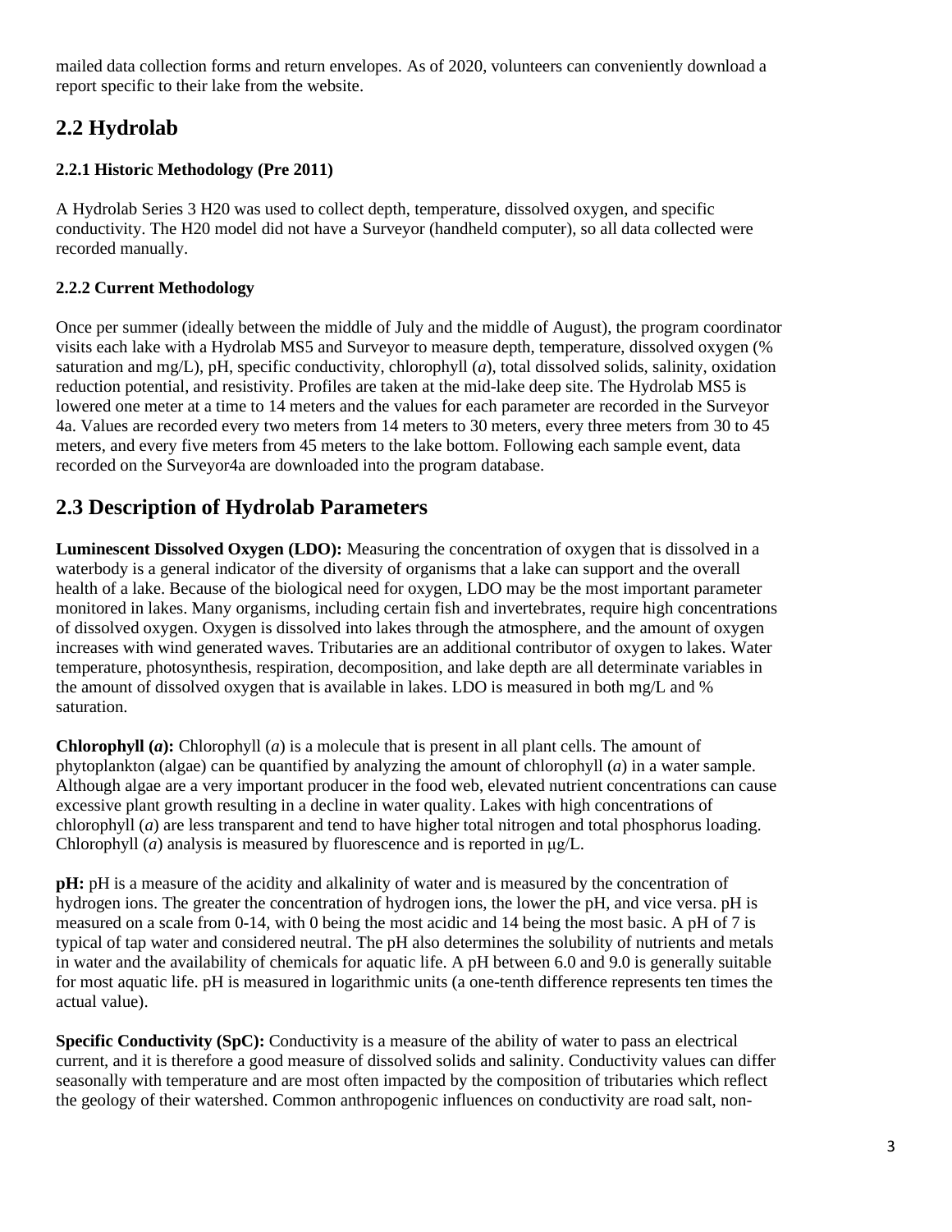mailed data collection forms and return envelopes. As of 2020, volunteers can conveniently download a report specific to their lake from the website.

## 2.2 Hydrolab

### 2.2.1 Historic Methodology (Pre 2011)

A Hydrolab Series 3 H20 was used to collect depth, temperature, dissolved oxygen, and specific conductivity. The H20 model did not have a Surveyor (handheld computer), so all data collected were recorded manually.

### 2.2.2 Current Methodology

Once per summer (ideally between the middle of July and the middle of August), the program coordinator visits each lake with a Hydrolab MS5 and Surveyor to measure depth, temperature, dissolved oxygen (% saturation and mg/L), pH, specific conductivity, chlorophyll (*a*), total dissolved solids, salinity, oxidation reduction potential, and resistivity. Profiles are taken at the mid-lake deep site. The Hydrolab MS5 is lowered one meter at a time to 14 meters and the values for each parameter are recorded in the Surveyor 4a. Values are recorded every two meters from 14 meters to 30 meters, every three meters from 30 to 45 meters, and every five meters from 45 meters to the lake bottom. Following each sample event, data recorded on the Surveyor4a are downloaded into the program database.

## 2.3 Description of Hydrolab Parameters

**Luminescent Dissolved Oxygen (LDO):** Measuring the concentration of oxygen that is dissolved in a waterbody is a general indicator of the diversity of organisms that a lake can support and the overall health of a lake. Because of the biological need for oxygen, LDO may be the most important parameter monitored in lakes. Many organisms, including certain fish and invertebrates, require high concentrations of dissolved oxygen. Oxygen is dissolved into lakes through the atmosphere, and the amount of oxygen increases with wind generated waves. Tributaries are an additional contributor of oxygen to lakes. Water temperature, photosynthesis, respiration, decomposition, and lake depth are all determinate variables in the amount of dissolved oxygen that is available in lakes. LDO is measured in both mg/L and % saturation.

**Chlorophyll (*a*):** Chlorophyll (*a*) is a molecule that is present in all plant cells. The amount of phytoplankton (algae) can be quantified by analyzing the amount of chlorophyll (*a*) in a water sample. Although algae are a very important producer in the food web, elevated nutrient concentrations can cause excessive plant growth resulting in a decline in water quality. Lakes with high concentrations of chlorophyll (*a*) are less transparent and tend to have higher total nitrogen and total phosphorus loading. Chlorophyll (*a*) analysis is measured by fluorescence and is reported in μg/L.

**pH:** pH is a measure of the acidity and alkalinity of water and is measured by the concentration of hydrogen ions. The greater the concentration of hydrogen ions, the lower the pH, and vice versa. pH is measured on a scale from 0-14, with 0 being the most acidic and 14 being the most basic. A pH of 7 is typical of tap water and considered neutral. The pH also determines the solubility of nutrients and metals in water and the availability of chemicals for aquatic life. A pH between 6.0 and 9.0 is generally suitable for most aquatic life. pH is measured in logarithmic units (a one-tenth difference represents ten times the actual value).

**Specific Conductivity (SpC):** Conductivity is a measure of the ability of water to pass an electrical current, and it is therefore a good measure of dissolved solids and salinity. Conductivity values can differ seasonally with temperature and are most often impacted by the composition of tributaries which reflect the geology of their watershed. Common anthropogenic influences on conductivity are road salt, non-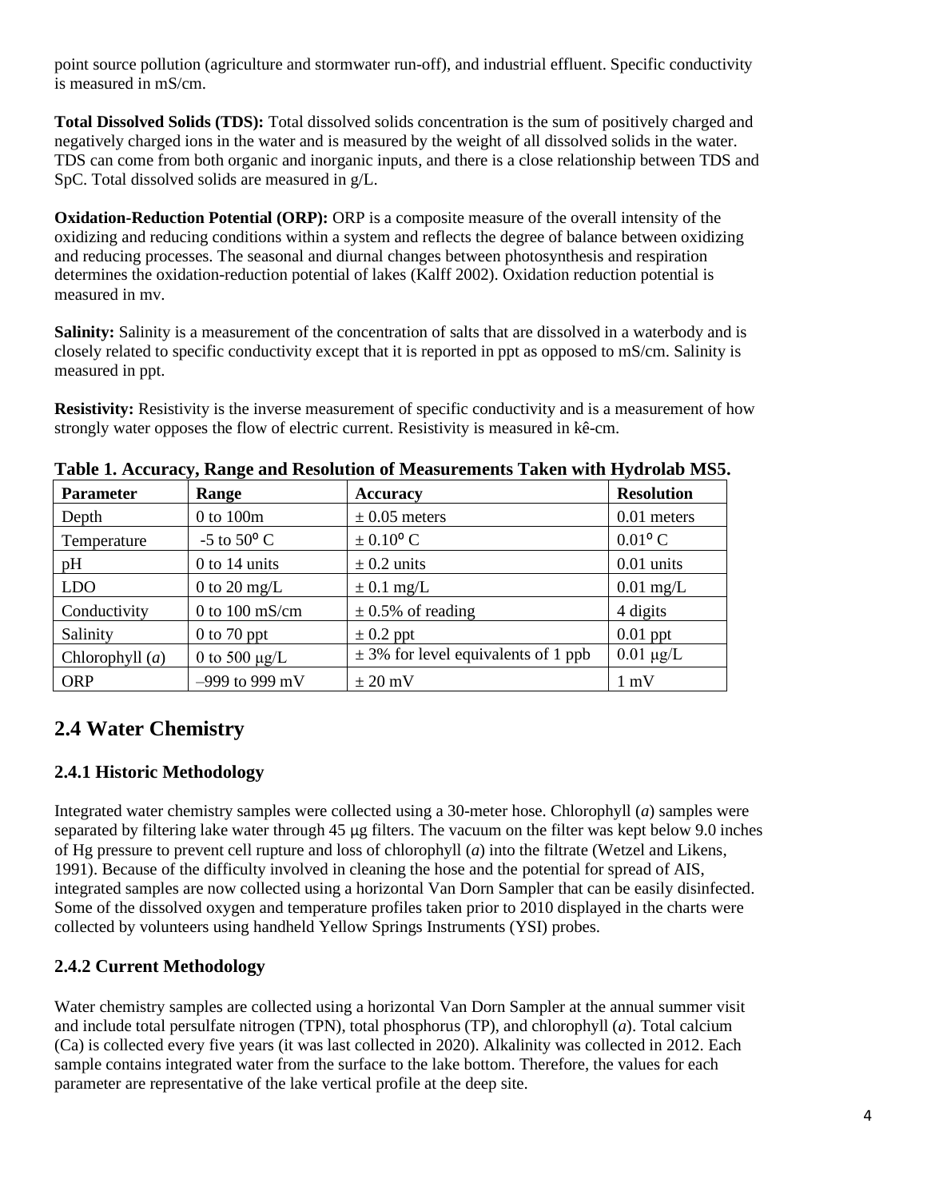point source pollution (agriculture and stormwater run-off), and industrial effluent. Specific conductivity is measured in mS/cm.

**Total Dissolved Solids (TDS):** Total dissolved solids concentration is the sum of positively charged and negatively charged ions in the water and is measured by the weight of all dissolved solids in the water. TDS can come from both organic and inorganic inputs, and there is a close relationship between TDS and SpC. Total dissolved solids are measured in g/L.

**Oxidation-Reduction Potential (ORP):** ORP is a composite measure of the overall intensity of the oxidizing and reducing conditions within a system and reflects the degree of balance between oxidizing and reducing processes. The seasonal and diurnal changes between photosynthesis and respiration determines the oxidation-reduction potential of lakes (Kalff 2002). Oxidation reduction potential is measured in mv.

**Salinity:** Salinity is a measurement of the concentration of salts that are dissolved in a waterbody and is closely related to specific conductivity except that it is reported in ppt as opposed to mS/cm. Salinity is measured in ppt.

**Resistivity:** Resistivity is the inverse measurement of specific conductivity and is a measurement of how strongly water opposes the flow of electric current. Resistivity is measured in kê-cm.

**Table 1. Accuracy, Range and Resolution of Measurements Taken with Hydrolab MS5.**

| Parameter | Range | Accuracy | Resolution |
|---|---|---|---|
| Depth | 0 to 100m | ± 0.05 meters | 0.01 meters |
| Temperature | -5 to 50° C | ± 0.10° C | 0.01° C |
| pH | 0 to 14 units | ± 0.2 units | 0.01 units |
| LDO | 0 to 20 mg/L | ± 0.1 mg/L | 0.01 mg/L |
| Conductivity | 0 to 100 mS/cm | ± 0.5% of reading | 4 digits |
| Salinity | 0 to 70 ppt | ± 0.2 ppt | 0.01 ppt |
| Chlorophyll (*a*) | 0 to 500 μg/L | ± 3% for level equivalents of 1 ppb | 0.01 μg/L |
| ORP | –999 to 999 mV | ± 20 mV | 1 mV |

## 2.4 Water Chemistry

### 2.4.1 Historic Methodology

Integrated water chemistry samples were collected using a 30-meter hose. Chlorophyll (*a*) samples were separated by filtering lake water through 45 μg filters. The vacuum on the filter was kept below 9.0 inches of Hg pressure to prevent cell rupture and loss of chlorophyll (*a*) into the filtrate (Wetzel and Likens, 1991). Because of the difficulty involved in cleaning the hose and the potential for spread of AIS, integrated samples are now collected using a horizontal Van Dorn Sampler that can be easily disinfected. Some of the dissolved oxygen and temperature profiles taken prior to 2010 displayed in the charts were collected by volunteers using handheld Yellow Springs Instruments (YSI) probes.

### 2.4.2 Current Methodology

Water chemistry samples are collected using a horizontal Van Dorn Sampler at the annual summer visit and include total persulfate nitrogen (TPN), total phosphorus (TP), and chlorophyll (*a*). Total calcium (Ca) is collected every five years (it was last collected in 2020). Alkalinity was collected in 2012. Each sample contains integrated water from the surface to the lake bottom. Therefore, the values for each parameter are representative of the lake vertical profile at the deep site.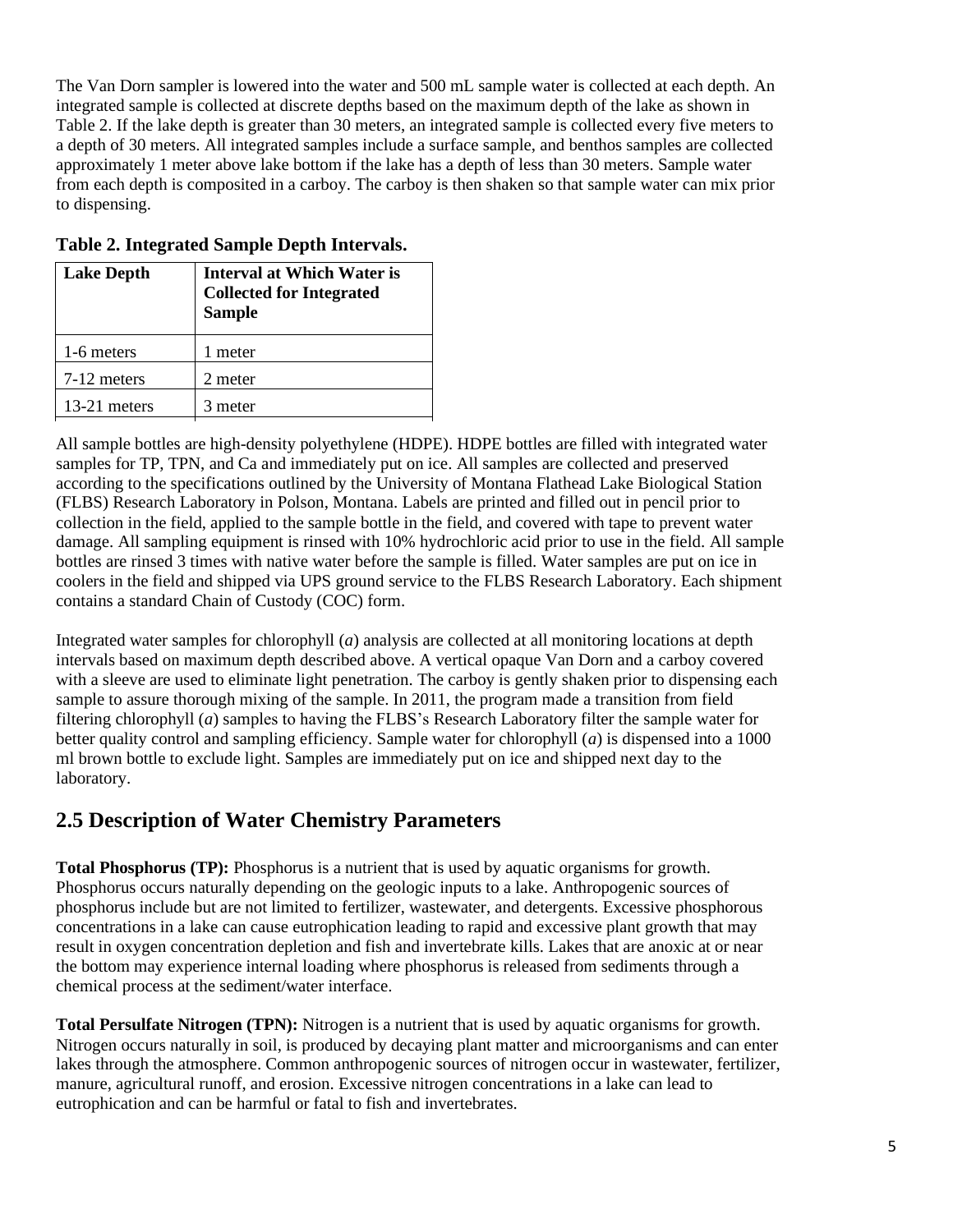The Van Dorn sampler is lowered into the water and 500 mL sample water is collected at each depth. An integrated sample is collected at discrete depths based on the maximum depth of the lake as shown in Table 2. If the lake depth is greater than 30 meters, an integrated sample is collected every five meters to a depth of 30 meters. All integrated samples include a surface sample, and benthos samples are collected approximately 1 meter above lake bottom if the lake has a depth of less than 30 meters. Sample water from each depth is composited in a carboy. The carboy is then shaken so that sample water can mix prior to dispensing.

**Table 2. Integrated Sample Depth Intervals.**

| Lake Depth | Interval at Which Water is Collected for Integrated Sample |
|---|---|
| 1-6 meters | 1 meter |
| 7-12 meters | 2 meter |
| 13-21 meters | 3 meter |

All sample bottles are high-density polyethylene (HDPE). HDPE bottles are filled with integrated water samples for TP, TPN, and Ca and immediately put on ice. All samples are collected and preserved according to the specifications outlined by the University of Montana Flathead Lake Biological Station (FLBS) Research Laboratory in Polson, Montana. Labels are printed and filled out in pencil prior to collection in the field, applied to the sample bottle in the field, and covered with tape to prevent water damage. All sampling equipment is rinsed with 10% hydrochloric acid prior to use in the field. All sample bottles are rinsed 3 times with native water before the sample is filled. Water samples are put on ice in coolers in the field and shipped via UPS ground service to the FLBS Research Laboratory. Each shipment contains a standard Chain of Custody (COC) form.

Integrated water samples for chlorophyll (*a*) analysis are collected at all monitoring locations at depth intervals based on maximum depth described above. A vertical opaque Van Dorn and a carboy covered with a sleeve are used to eliminate light penetration. The carboy is gently shaken prior to dispensing each sample to assure thorough mixing of the sample. In 2011, the program made a transition from field filtering chlorophyll (*a*) samples to having the FLBS's Research Laboratory filter the sample water for better quality control and sampling efficiency. Sample water for chlorophyll (*a*) is dispensed into a 1000 ml brown bottle to exclude light. Samples are immediately put on ice and shipped next day to the laboratory.

## 2.5 Description of Water Chemistry Parameters

**Total Phosphorus (TP):** Phosphorus is a nutrient that is used by aquatic organisms for growth. Phosphorus occurs naturally depending on the geologic inputs to a lake. Anthropogenic sources of phosphorus include but are not limited to fertilizer, wastewater, and detergents. Excessive phosphorous concentrations in a lake can cause eutrophication leading to rapid and excessive plant growth that may result in oxygen concentration depletion and fish and invertebrate kills. Lakes that are anoxic at or near the bottom may experience internal loading where phosphorus is released from sediments through a chemical process at the sediment/water interface.

**Total Persulfate Nitrogen (TPN):** Nitrogen is a nutrient that is used by aquatic organisms for growth. Nitrogen occurs naturally in soil, is produced by decaying plant matter and microorganisms and can enter lakes through the atmosphere. Common anthropogenic sources of nitrogen occur in wastewater, fertilizer, manure, agricultural runoff, and erosion. Excessive nitrogen concentrations in a lake can lead to eutrophication and can be harmful or fatal to fish and invertebrates.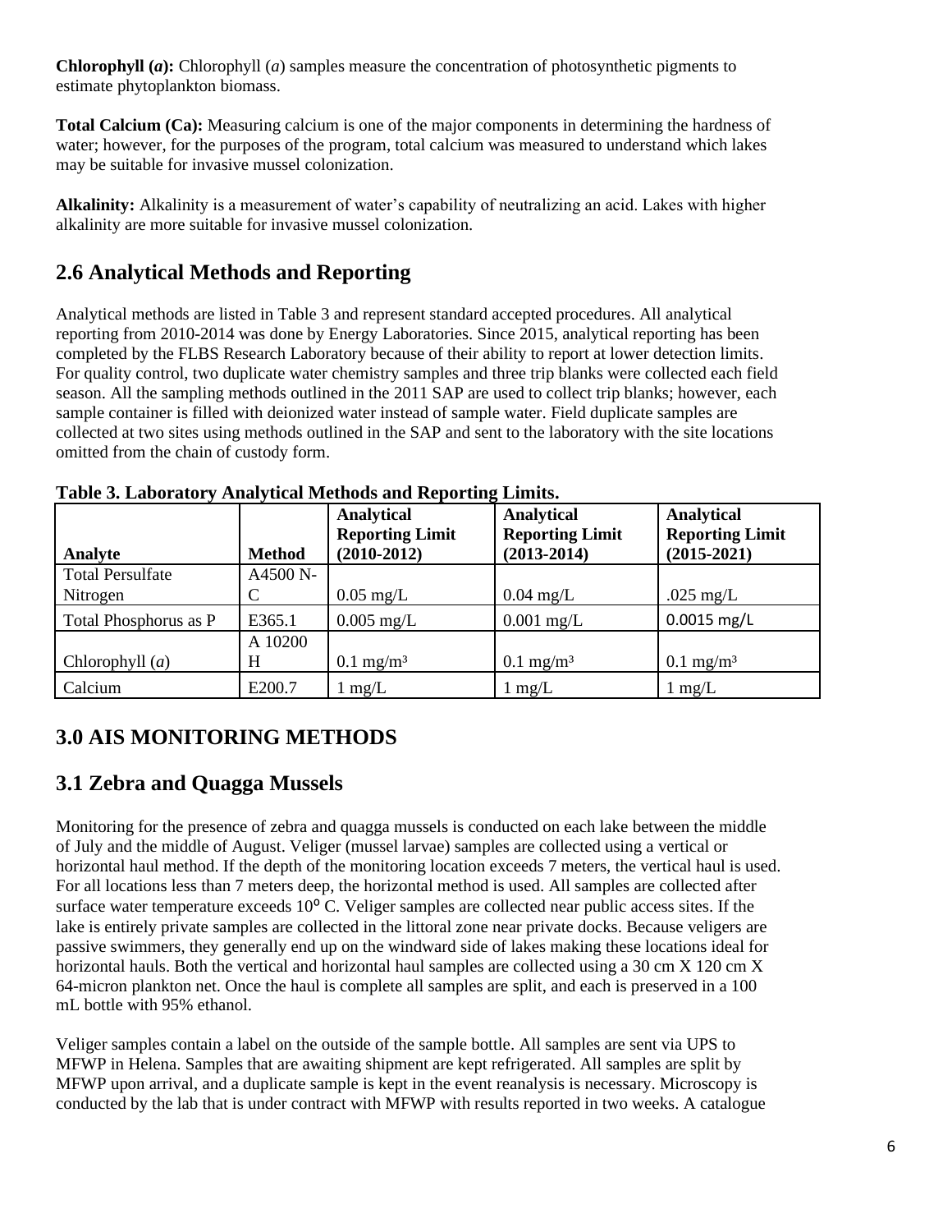**Chlorophyll (*a*):** Chlorophyll (*a*) samples measure the concentration of photosynthetic pigments to estimate phytoplankton biomass.

**Total Calcium (Ca):** Measuring calcium is one of the major components in determining the hardness of water; however, for the purposes of the program, total calcium was measured to understand which lakes may be suitable for invasive mussel colonization.

**Alkalinity:** Alkalinity is a measurement of water's capability of neutralizing an acid. Lakes with higher alkalinity are more suitable for invasive mussel colonization.

## 2.6 Analytical Methods and Reporting

Analytical methods are listed in Table 3 and represent standard accepted procedures. All analytical reporting from 2010-2014 was done by Energy Laboratories. Since 2015, analytical reporting has been completed by the FLBS Research Laboratory because of their ability to report at lower detection limits. For quality control, two duplicate water chemistry samples and three trip blanks were collected each field season. All the sampling methods outlined in the 2011 SAP are used to collect trip blanks; however, each sample container is filled with deionized water instead of sample water. Field duplicate samples are collected at two sites using methods outlined in the SAP and sent to the laboratory with the site locations omitted from the chain of custody form.

**Table 3. Laboratory Analytical Methods and Reporting Limits.**

| Analyte | Method | Analytical Reporting Limit (2010-2012) | Analytical Reporting Limit (2013-2014) | Analytical Reporting Limit (2015-2021) |
|---|---|---|---|---|
| Total Persulfate Nitrogen | A4500 N-C | 0.05 mg/L | 0.04 mg/L | .025 mg/L |
| Total Phosphorus as P | E365.1 | 0.005 mg/L | 0.001 mg/L | 0.0015 mg/L |
| Chlorophyll (*a*) | A 10200 H | 0.1 mg/m³ | 0.1 mg/m³ | 0.1 mg/m³ |
| Calcium | E200.7 | 1 mg/L | 1 mg/L | 1 mg/L |

# 3.0 AIS MONITORING METHODS

## 3.1 Zebra and Quagga Mussels

Monitoring for the presence of zebra and quagga mussels is conducted on each lake between the middle of July and the middle of August. Veliger (mussel larvae) samples are collected using a vertical or horizontal haul method. If the depth of the monitoring location exceeds 7 meters, the vertical haul is used. For all locations less than 7 meters deep, the horizontal method is used. All samples are collected after surface water temperature exceeds 10° C. Veliger samples are collected near public access sites. If the lake is entirely private samples are collected in the littoral zone near private docks. Because veligers are passive swimmers, they generally end up on the windward side of lakes making these locations ideal for horizontal hauls. Both the vertical and horizontal haul samples are collected using a 30 cm X 120 cm X 64-micron plankton net. Once the haul is complete all samples are split, and each is preserved in a 100 mL bottle with 95% ethanol.

Veliger samples contain a label on the outside of the sample bottle. All samples are sent via UPS to MFWP in Helena. Samples that are awaiting shipment are kept refrigerated. All samples are split by MFWP upon arrival, and a duplicate sample is kept in the event reanalysis is necessary. Microscopy is conducted by the lab that is under contract with MFWP with results reported in two weeks. A catalogue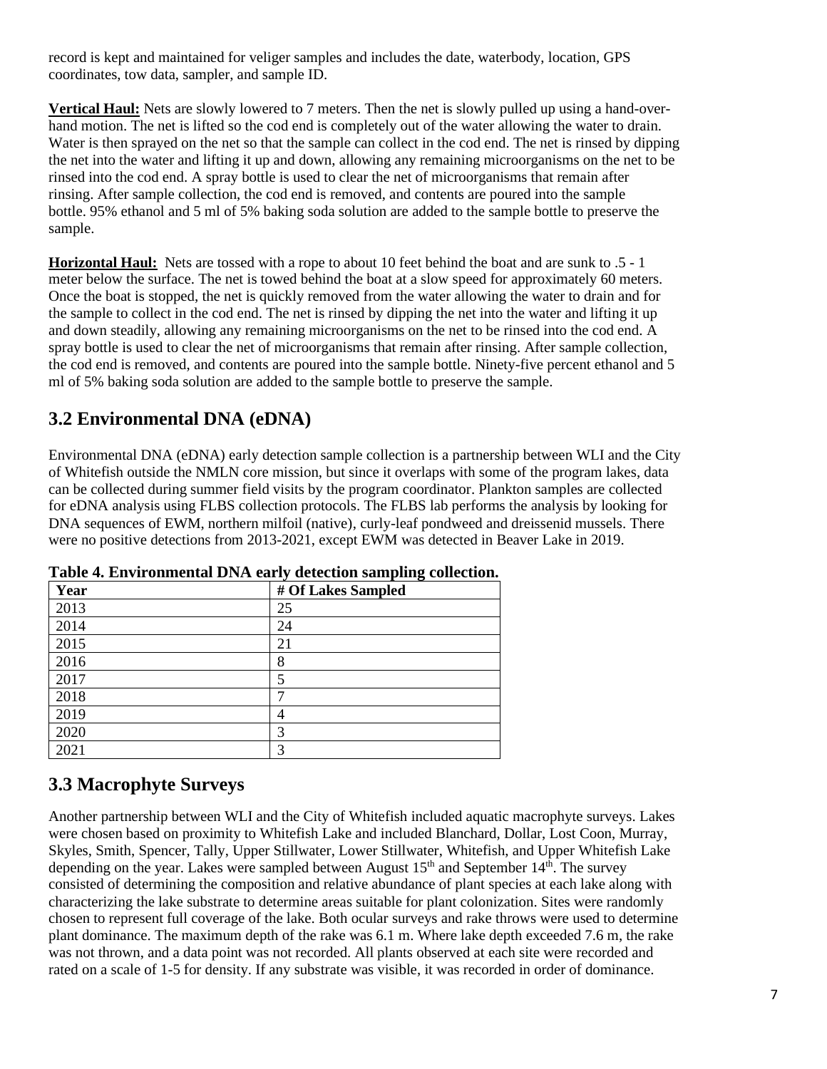record is kept and maintained for veliger samples and includes the date, waterbody, location, GPS coordinates, tow data, sampler, and sample ID.

**Vertical Haul:** Nets are slowly lowered to 7 meters. Then the net is slowly pulled up using a hand-over-hand motion. The net is lifted so the cod end is completely out of the water allowing the water to drain. Water is then sprayed on the net so that the sample can collect in the cod end. The net is rinsed by dipping the net into the water and lifting it up and down, allowing any remaining microorganisms on the net to be rinsed into the cod end. A spray bottle is used to clear the net of microorganisms that remain after rinsing. After sample collection, the cod end is removed, and contents are poured into the sample bottle. 95% ethanol and 5 ml of 5% baking soda solution are added to the sample bottle to preserve the sample.

**Horizontal Haul:** Nets are tossed with a rope to about 10 feet behind the boat and are sunk to .5 - 1 meter below the surface. The net is towed behind the boat at a slow speed for approximately 60 meters. Once the boat is stopped, the net is quickly removed from the water allowing the water to drain and for the sample to collect in the cod end. The net is rinsed by dipping the net into the water and lifting it up and down steadily, allowing any remaining microorganisms on the net to be rinsed into the cod end. A spray bottle is used to clear the net of microorganisms that remain after rinsing. After sample collection, the cod end is removed, and contents are poured into the sample bottle. Ninety-five percent ethanol and 5 ml of 5% baking soda solution are added to the sample bottle to preserve the sample.

## 3.2 Environmental DNA (eDNA)

Environmental DNA (eDNA) early detection sample collection is a partnership between WLI and the City of Whitefish outside the NMLN core mission, but since it overlaps with some of the program lakes, data can be collected during summer field visits by the program coordinator. Plankton samples are collected for eDNA analysis using FLBS collection protocols. The FLBS lab performs the analysis by looking for DNA sequences of EWM, northern milfoil (native), curly-leaf pondweed and dreissenid mussels. There were no positive detections from 2013-2021, except EWM was detected in Beaver Lake in 2019.

**Table 4. Environmental DNA early detection sampling collection.**

| Year | # Of Lakes Sampled |
|---|---|
| 2013 | 25 |
| 2014 | 24 |
| 2015 | 21 |
| 2016 | 8 |
| 2017 | 5 |
| 2018 | 7 |
| 2019 | 4 |
| 2020 | 3 |
| 2021 | 3 |

## 3.3 Macrophyte Surveys

Another partnership between WLI and the City of Whitefish included aquatic macrophyte surveys. Lakes were chosen based on proximity to Whitefish Lake and included Blanchard, Dollar, Lost Coon, Murray, Skyles, Smith, Spencer, Tally, Upper Stillwater, Lower Stillwater, Whitefish, and Upper Whitefish Lake depending on the year. Lakes were sampled between August 15th and September 14th. The survey consisted of determining the composition and relative abundance of plant species at each lake along with characterizing the lake substrate to determine areas suitable for plant colonization. Sites were randomly chosen to represent full coverage of the lake. Both ocular surveys and rake throws were used to determine plant dominance. The maximum depth of the rake was 6.1 m. Where lake depth exceeded 7.6 m, the rake was not thrown, and a data point was not recorded. All plants observed at each site were recorded and rated on a scale of 1-5 for density. If any substrate was visible, it was recorded in order of dominance.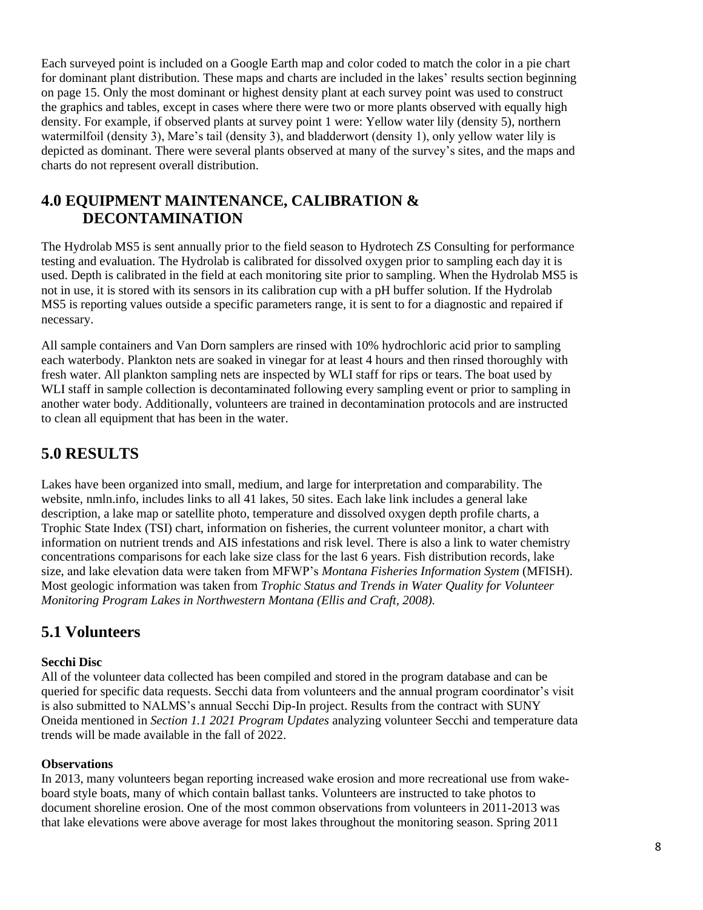Each surveyed point is included on a Google Earth map and color coded to match the color in a pie chart for dominant plant distribution. These maps and charts are included in the lakes' results section beginning on page 15. Only the most dominant or highest density plant at each survey point was used to construct the graphics and tables, except in cases where there were two or more plants observed with equally high density. For example, if observed plants at survey point 1 were: Yellow water lily (density 5), northern watermilfoil (density 3), Mare's tail (density 3), and bladderwort (density 1), only yellow water lily is depicted as dominant. There were several plants observed at many of the survey's sites, and the maps and charts do not represent overall distribution.

## 4.0 EQUIPMENT MAINTENANCE, CALIBRATION & DECONTAMINATION

The Hydrolab MS5 is sent annually prior to the field season to Hydrotech ZS Consulting for performance testing and evaluation. The Hydrolab is calibrated for dissolved oxygen prior to sampling each day it is used. Depth is calibrated in the field at each monitoring site prior to sampling. When the Hydrolab MS5 is not in use, it is stored with its sensors in its calibration cup with a pH buffer solution. If the Hydrolab MS5 is reporting values outside a specific parameters range, it is sent to for a diagnostic and repaired if necessary.

All sample containers and Van Dorn samplers are rinsed with 10% hydrochloric acid prior to sampling each waterbody. Plankton nets are soaked in vinegar for at least 4 hours and then rinsed thoroughly with fresh water. All plankton sampling nets are inspected by WLI staff for rips or tears. The boat used by WLI staff in sample collection is decontaminated following every sampling event or prior to sampling in another water body. Additionally, volunteers are trained in decontamination protocols and are instructed to clean all equipment that has been in the water.

## 5.0 RESULTS

Lakes have been organized into small, medium, and large for interpretation and comparability. The website, nmln.info, includes links to all 41 lakes, 50 sites. Each lake link includes a general lake description, a lake map or satellite photo, temperature and dissolved oxygen depth profile charts, a Trophic State Index (TSI) chart, information on fisheries, the current volunteer monitor, a chart with information on nutrient trends and AIS infestations and risk level. There is also a link to water chemistry concentrations comparisons for each lake size class for the last 6 years. Fish distribution records, lake size, and lake elevation data were taken from MFWP's *Montana Fisheries Information System* (MFISH). Most geologic information was taken from *Trophic Status and Trends in Water Quality for Volunteer Monitoring Program Lakes in Northwestern Montana (Ellis and Craft, 2008).*

## 5.1 Volunteers

**Secchi Disc**

All of the volunteer data collected has been compiled and stored in the program database and can be queried for specific data requests. Secchi data from volunteers and the annual program coordinator's visit is also submitted to NALMS's annual Secchi Dip-In project. Results from the contract with SUNY Oneida mentioned in *Section 1.1 2021 Program Updates* analyzing volunteer Secchi and temperature data trends will be made available in the fall of 2022.

**Observations**

In 2013, many volunteers began reporting increased wake erosion and more recreational use from wake-board style boats, many of which contain ballast tanks. Volunteers are instructed to take photos to document shoreline erosion. One of the most common observations from volunteers in 2011-2013 was that lake elevations were above average for most lakes throughout the monitoring season. Spring 2011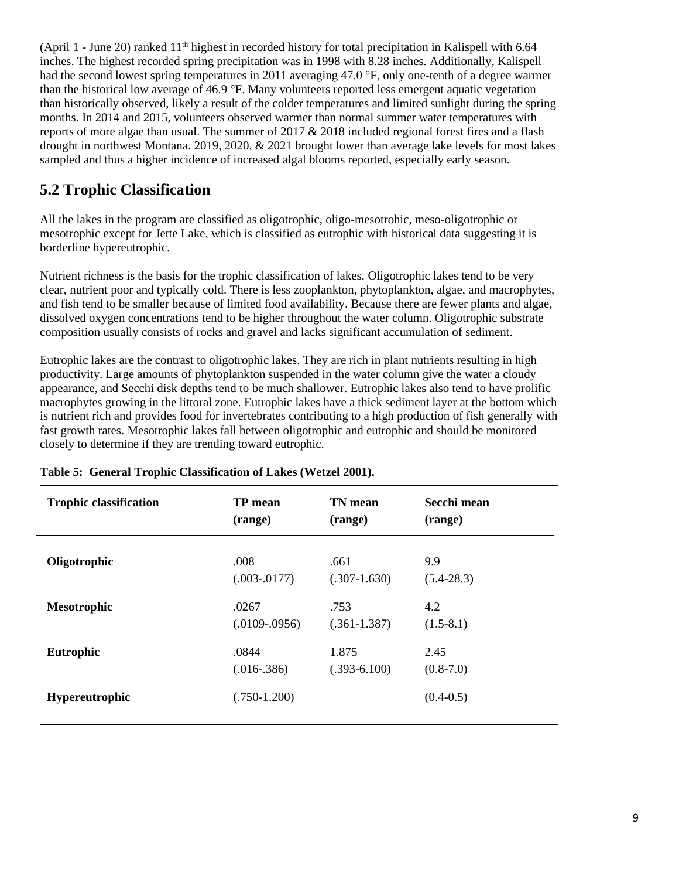(April 1 - June 20) ranked 11th highest in recorded history for total precipitation in Kalispell with 6.64 inches. The highest recorded spring precipitation was in 1998 with 8.28 inches. Additionally, Kalispell had the second lowest spring temperatures in 2011 averaging 47.0 °F, only one-tenth of a degree warmer than the historical low average of 46.9 °F. Many volunteers reported less emergent aquatic vegetation than historically observed, likely a result of the colder temperatures and limited sunlight during the spring months. In 2014 and 2015, volunteers observed warmer than normal summer water temperatures with reports of more algae than usual. The summer of 2017 & 2018 included regional forest fires and a flash drought in northwest Montana. 2019, 2020, & 2021 brought lower than average lake levels for most lakes sampled and thus a higher incidence of increased algal blooms reported, especially early season.

## 5.2 Trophic Classification

All the lakes in the program are classified as oligotrophic, oligo-mesotrohic, meso-oligotrophic or mesotrophic except for Jette Lake, which is classified as eutrophic with historical data suggesting it is borderline hypereutrophic.

Nutrient richness is the basis for the trophic classification of lakes. Oligotrophic lakes tend to be very clear, nutrient poor and typically cold. There is less zooplankton, phytoplankton, algae, and macrophytes, and fish tend to be smaller because of limited food availability. Because there are fewer plants and algae, dissolved oxygen concentrations tend to be higher throughout the water column. Oligotrophic substrate composition usually consists of rocks and gravel and lacks significant accumulation of sediment.

Eutrophic lakes are the contrast to oligotrophic lakes. They are rich in plant nutrients resulting in high productivity. Large amounts of phytoplankton suspended in the water column give the water a cloudy appearance, and Secchi disk depths tend to be much shallower. Eutrophic lakes also tend to have prolific macrophytes growing in the littoral zone. Eutrophic lakes have a thick sediment layer at the bottom which is nutrient rich and provides food for invertebrates contributing to a high production of fish generally with fast growth rates. Mesotrophic lakes fall between oligotrophic and eutrophic and should be monitored closely to determine if they are trending toward eutrophic.

**Table 5: General Trophic Classification of Lakes (Wetzel 2001).**

| Trophic classification | TP mean (range) | TN mean (range) | Secchi mean (range) |
|---|---|---|---|
| **Oligotrophic** | .008 (.003-.0177) | .661 (.307-1.630) | 9.9 (5.4-28.3) |
| **Mesotrophic** | .0267 (.0109-.0956) | .753 (.361-1.387) | 4.2 (1.5-8.1) |
| **Eutrophic** | .0844 (.016-.386) | 1.875 (.393-6.100) | 2.45 (0.8-7.0) |
| **Hypereutrophic** | (.750-1.200) | | (0.4-0.5) |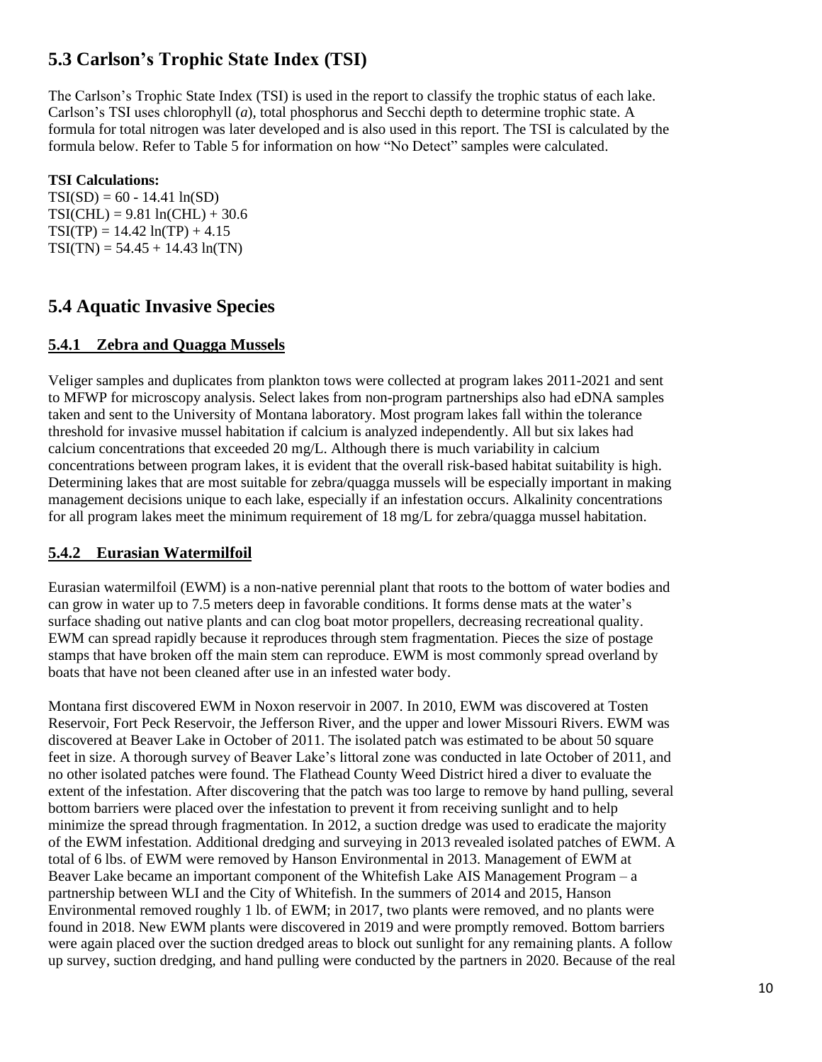## 5.3 Carlson's Trophic State Index (TSI)

The Carlson's Trophic State Index (TSI) is used in the report to classify the trophic status of each lake. Carlson's TSI uses chlorophyll (*a*), total phosphorus and Secchi depth to determine trophic state. A formula for total nitrogen was later developed and is also used in this report. The TSI is calculated by the formula below. Refer to Table 5 for information on how "No Detect" samples were calculated.

**TSI Calculations:**

$TSI(SD) = 60 - 14.41 \ln(SD)$
$TSI(CHL) = 9.81 \ln(CHL) + 30.6$
$TSI(TP) = 14.42 \ln(TP) + 4.15$
$TSI(TN) = 54.45 + 14.43 \ln(TN)$

## 5.4 Aquatic Invasive Species

### 5.4.1 Zebra and Quagga Mussels

Veliger samples and duplicates from plankton tows were collected at program lakes 2011-2021 and sent to MFWP for microscopy analysis. Select lakes from non-program partnerships also had eDNA samples taken and sent to the University of Montana laboratory. Most program lakes fall within the tolerance threshold for invasive mussel habitation if calcium is analyzed independently. All but six lakes had calcium concentrations that exceeded 20 mg/L. Although there is much variability in calcium concentrations between program lakes, it is evident that the overall risk-based habitat suitability is high. Determining lakes that are most suitable for zebra/quagga mussels will be especially important in making management decisions unique to each lake, especially if an infestation occurs. Alkalinity concentrations for all program lakes meet the minimum requirement of 18 mg/L for zebra/quagga mussel habitation.

### 5.4.2 Eurasian Watermilfoil

Eurasian watermilfoil (EWM) is a non-native perennial plant that roots to the bottom of water bodies and can grow in water up to 7.5 meters deep in favorable conditions. It forms dense mats at the water's surface shading out native plants and can clog boat motor propellers, decreasing recreational quality. EWM can spread rapidly because it reproduces through stem fragmentation. Pieces the size of postage stamps that have broken off the main stem can reproduce. EWM is most commonly spread overland by boats that have not been cleaned after use in an infested water body.

Montana first discovered EWM in Noxon reservoir in 2007. In 2010, EWM was discovered at Tosten Reservoir, Fort Peck Reservoir, the Jefferson River, and the upper and lower Missouri Rivers. EWM was discovered at Beaver Lake in October of 2011. The isolated patch was estimated to be about 50 square feet in size. A thorough survey of Beaver Lake's littoral zone was conducted in late October of 2011, and no other isolated patches were found. The Flathead County Weed District hired a diver to evaluate the extent of the infestation. After discovering that the patch was too large to remove by hand pulling, several bottom barriers were placed over the infestation to prevent it from receiving sunlight and to help minimize the spread through fragmentation. In 2012, a suction dredge was used to eradicate the majority of the EWM infestation. Additional dredging and surveying in 2013 revealed isolated patches of EWM. A total of 6 lbs. of EWM were removed by Hanson Environmental in 2013. Management of EWM at Beaver Lake became an important component of the Whitefish Lake AIS Management Program – a partnership between WLI and the City of Whitefish. In the summers of 2014 and 2015, Hanson Environmental removed roughly 1 lb. of EWM; in 2017, two plants were removed, and no plants were found in 2018. New EWM plants were discovered in 2019 and were promptly removed. Bottom barriers were again placed over the suction dredged areas to block out sunlight for any remaining plants. A follow up survey, suction dredging, and hand pulling were conducted by the partners in 2020. Because of the real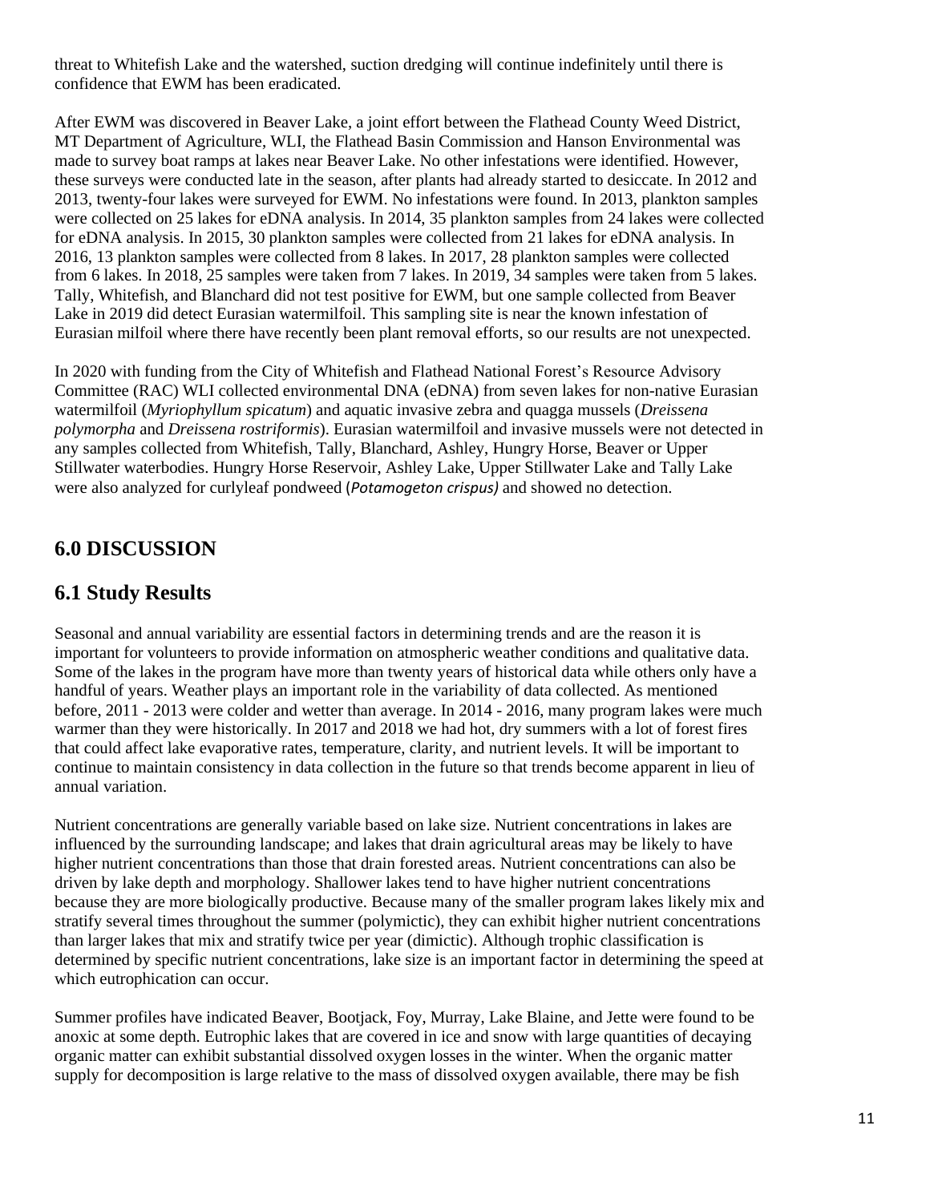threat to Whitefish Lake and the watershed, suction dredging will continue indefinitely until there is confidence that EWM has been eradicated.

After EWM was discovered in Beaver Lake, a joint effort between the Flathead County Weed District, MT Department of Agriculture, WLI, the Flathead Basin Commission and Hanson Environmental was made to survey boat ramps at lakes near Beaver Lake. No other infestations were identified. However, these surveys were conducted late in the season, after plants had already started to desiccate. In 2012 and 2013, twenty-four lakes were surveyed for EWM. No infestations were found. In 2013, plankton samples were collected on 25 lakes for eDNA analysis. In 2014, 35 plankton samples from 24 lakes were collected for eDNA analysis. In 2015, 30 plankton samples were collected from 21 lakes for eDNA analysis. In 2016, 13 plankton samples were collected from 8 lakes. In 2017, 28 plankton samples were collected from 6 lakes. In 2018, 25 samples were taken from 7 lakes. In 2019, 34 samples were taken from 5 lakes. Tally, Whitefish, and Blanchard did not test positive for EWM, but one sample collected from Beaver Lake in 2019 did detect Eurasian watermilfoil. This sampling site is near the known infestation of Eurasian milfoil where there have recently been plant removal efforts, so our results are not unexpected.

In 2020 with funding from the City of Whitefish and Flathead National Forest's Resource Advisory Committee (RAC) WLI collected environmental DNA (eDNA) from seven lakes for non-native Eurasian watermilfoil (*Myriophyllum spicatum*) and aquatic invasive zebra and quagga mussels (*Dreissena polymorpha* and *Dreissena rostriformis*). Eurasian watermilfoil and invasive mussels were not detected in any samples collected from Whitefish, Tally, Blanchard, Ashley, Hungry Horse, Beaver or Upper Stillwater waterbodies. Hungry Horse Reservoir, Ashley Lake, Upper Stillwater Lake and Tally Lake were also analyzed for curlyleaf pondweed (*Potamogeton crispus)* and showed no detection.

## 6.0 DISCUSSION

## 6.1 Study Results

Seasonal and annual variability are essential factors in determining trends and are the reason it is important for volunteers to provide information on atmospheric weather conditions and qualitative data. Some of the lakes in the program have more than twenty years of historical data while others only have a handful of years. Weather plays an important role in the variability of data collected. As mentioned before, 2011 - 2013 were colder and wetter than average. In 2014 - 2016, many program lakes were much warmer than they were historically. In 2017 and 2018 we had hot, dry summers with a lot of forest fires that could affect lake evaporative rates, temperature, clarity, and nutrient levels. It will be important to continue to maintain consistency in data collection in the future so that trends become apparent in lieu of annual variation.

Nutrient concentrations are generally variable based on lake size. Nutrient concentrations in lakes are influenced by the surrounding landscape; and lakes that drain agricultural areas may be likely to have higher nutrient concentrations than those that drain forested areas. Nutrient concentrations can also be driven by lake depth and morphology. Shallower lakes tend to have higher nutrient concentrations because they are more biologically productive. Because many of the smaller program lakes likely mix and stratify several times throughout the summer (polymictic), they can exhibit higher nutrient concentrations than larger lakes that mix and stratify twice per year (dimictic). Although trophic classification is determined by specific nutrient concentrations, lake size is an important factor in determining the speed at which eutrophication can occur.

Summer profiles have indicated Beaver, Bootjack, Foy, Murray, Lake Blaine, and Jette were found to be anoxic at some depth. Eutrophic lakes that are covered in ice and snow with large quantities of decaying organic matter can exhibit substantial dissolved oxygen losses in the winter. When the organic matter supply for decomposition is large relative to the mass of dissolved oxygen available, there may be fish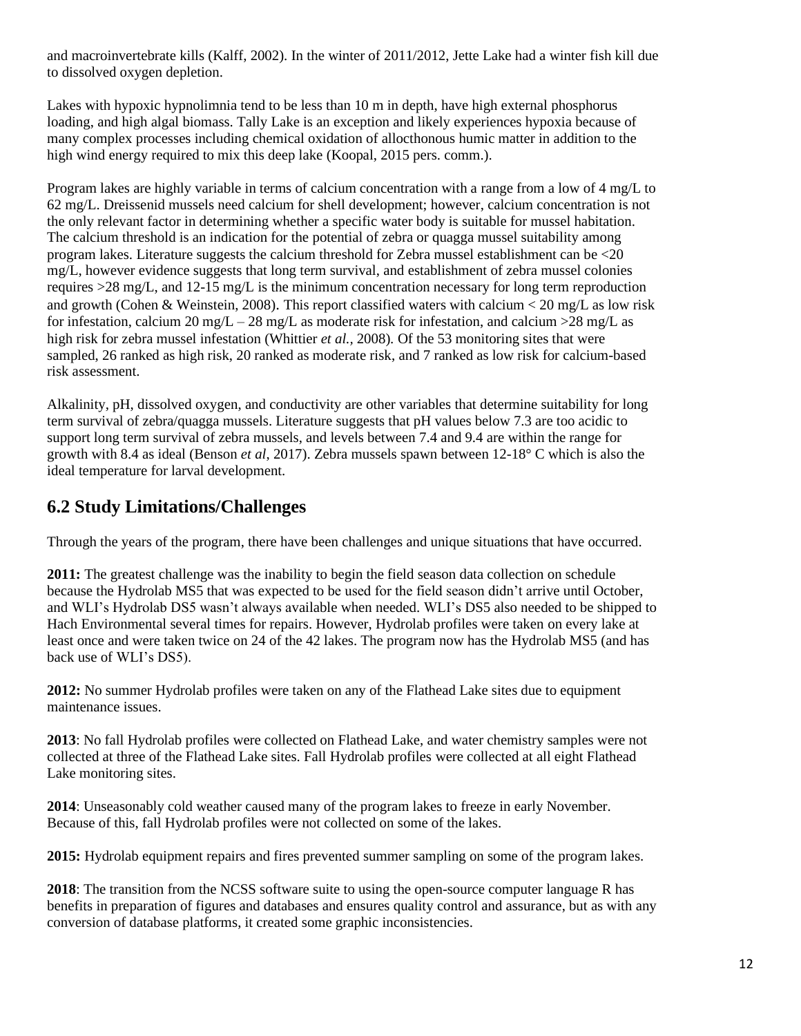and macroinvertebrate kills (Kalff, 2002). In the winter of 2011/2012, Jette Lake had a winter fish kill due to dissolved oxygen depletion.

Lakes with hypoxic hypnolimnia tend to be less than 10 m in depth, have high external phosphorus loading, and high algal biomass. Tally Lake is an exception and likely experiences hypoxia because of many complex processes including chemical oxidation of allocthonous humic matter in addition to the high wind energy required to mix this deep lake (Koopal, 2015 pers. comm.).

Program lakes are highly variable in terms of calcium concentration with a range from a low of 4 mg/L to 62 mg/L. Dreissenid mussels need calcium for shell development; however, calcium concentration is not the only relevant factor in determining whether a specific water body is suitable for mussel habitation. The calcium threshold is an indication for the potential of zebra or quagga mussel suitability among program lakes. Literature suggests the calcium threshold for Zebra mussel establishment can be <20 mg/L, however evidence suggests that long term survival, and establishment of zebra mussel colonies requires >28 mg/L, and 12-15 mg/L is the minimum concentration necessary for long term reproduction and growth (Cohen & Weinstein, 2008). This report classified waters with calcium < 20 mg/L as low risk for infestation, calcium 20 mg/L – 28 mg/L as moderate risk for infestation, and calcium >28 mg/L as high risk for zebra mussel infestation (Whittier *et al.*, 2008). Of the 53 monitoring sites that were sampled, 26 ranked as high risk, 20 ranked as moderate risk, and 7 ranked as low risk for calcium-based risk assessment.

Alkalinity, pH, dissolved oxygen, and conductivity are other variables that determine suitability for long term survival of zebra/quagga mussels. Literature suggests that pH values below 7.3 are too acidic to support long term survival of zebra mussels, and levels between 7.4 and 9.4 are within the range for growth with 8.4 as ideal (Benson *et al*, 2017). Zebra mussels spawn between 12-18° C which is also the ideal temperature for larval development.

## 6.2 Study Limitations/Challenges

Through the years of the program, there have been challenges and unique situations that have occurred.

**2011:** The greatest challenge was the inability to begin the field season data collection on schedule because the Hydrolab MS5 that was expected to be used for the field season didn't arrive until October, and WLI's Hydrolab DS5 wasn't always available when needed. WLI's DS5 also needed to be shipped to Hach Environmental several times for repairs. However, Hydrolab profiles were taken on every lake at least once and were taken twice on 24 of the 42 lakes. The program now has the Hydrolab MS5 (and has back use of WLI's DS5).

**2012:** No summer Hydrolab profiles were taken on any of the Flathead Lake sites due to equipment maintenance issues.

**2013**: No fall Hydrolab profiles were collected on Flathead Lake, and water chemistry samples were not collected at three of the Flathead Lake sites. Fall Hydrolab profiles were collected at all eight Flathead Lake monitoring sites.

**2014**: Unseasonably cold weather caused many of the program lakes to freeze in early November. Because of this, fall Hydrolab profiles were not collected on some of the lakes.

**2015:** Hydrolab equipment repairs and fires prevented summer sampling on some of the program lakes.

**2018**: The transition from the NCSS software suite to using the open-source computer language R has benefits in preparation of figures and databases and ensures quality control and assurance, but as with any conversion of database platforms, it created some graphic inconsistencies.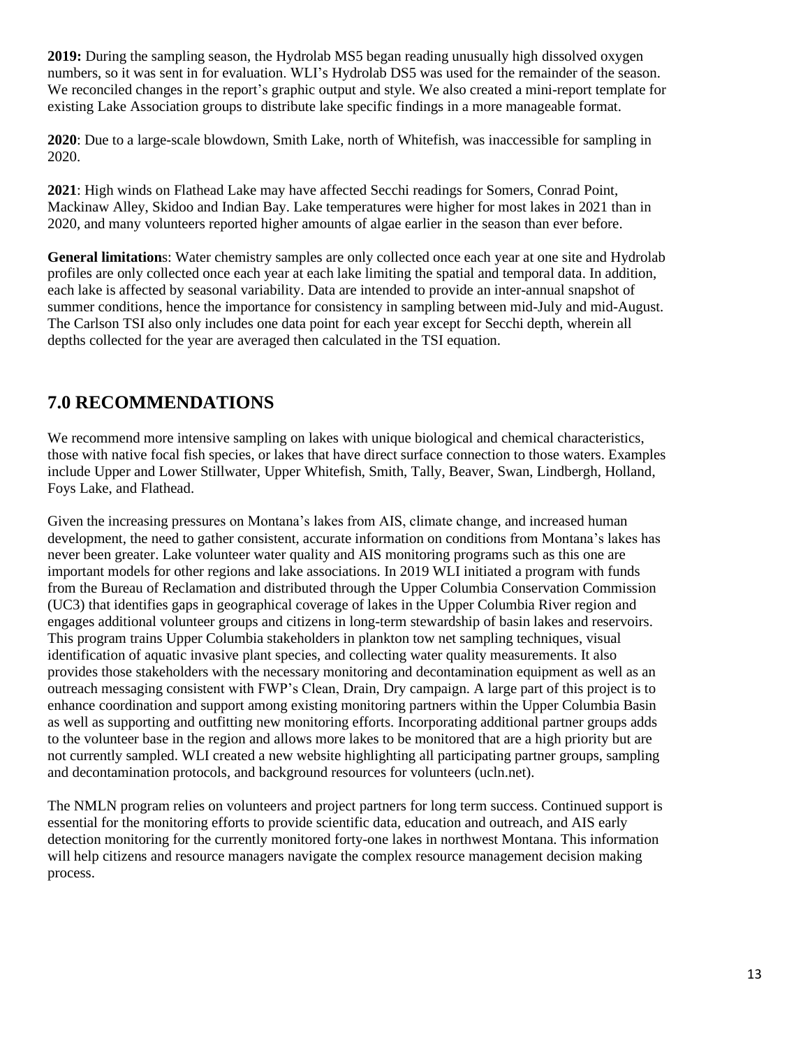**2019:** During the sampling season, the Hydrolab MS5 began reading unusually high dissolved oxygen numbers, so it was sent in for evaluation. WLI's Hydrolab DS5 was used for the remainder of the season. We reconciled changes in the report's graphic output and style. We also created a mini-report template for existing Lake Association groups to distribute lake specific findings in a more manageable format.

**2020**: Due to a large-scale blowdown, Smith Lake, north of Whitefish, was inaccessible for sampling in 2020.

**2021**: High winds on Flathead Lake may have affected Secchi readings for Somers, Conrad Point, Mackinaw Alley, Skidoo and Indian Bay. Lake temperatures were higher for most lakes in 2021 than in 2020, and many volunteers reported higher amounts of algae earlier in the season than ever before.

**General limitations**: Water chemistry samples are only collected once each year at one site and Hydrolab profiles are only collected once each year at each lake limiting the spatial and temporal data. In addition, each lake is affected by seasonal variability. Data are intended to provide an inter-annual snapshot of summer conditions, hence the importance for consistency in sampling between mid-July and mid-August. The Carlson TSI also only includes one data point for each year except for Secchi depth, wherein all depths collected for the year are averaged then calculated in the TSI equation.

## 7.0 RECOMMENDATIONS

We recommend more intensive sampling on lakes with unique biological and chemical characteristics, those with native focal fish species, or lakes that have direct surface connection to those waters. Examples include Upper and Lower Stillwater, Upper Whitefish, Smith, Tally, Beaver, Swan, Lindbergh, Holland, Foys Lake, and Flathead.

Given the increasing pressures on Montana's lakes from AIS, climate change, and increased human development, the need to gather consistent, accurate information on conditions from Montana's lakes has never been greater. Lake volunteer water quality and AIS monitoring programs such as this one are important models for other regions and lake associations. In 2019 WLI initiated a program with funds from the Bureau of Reclamation and distributed through the Upper Columbia Conservation Commission (UC3) that identifies gaps in geographical coverage of lakes in the Upper Columbia River region and engages additional volunteer groups and citizens in long-term stewardship of basin lakes and reservoirs. This program trains Upper Columbia stakeholders in plankton tow net sampling techniques, visual identification of aquatic invasive plant species, and collecting water quality measurements. It also provides those stakeholders with the necessary monitoring and decontamination equipment as well as an outreach messaging consistent with FWP's Clean, Drain, Dry campaign. A large part of this project is to enhance coordination and support among existing monitoring partners within the Upper Columbia Basin as well as supporting and outfitting new monitoring efforts. Incorporating additional partner groups adds to the volunteer base in the region and allows more lakes to be monitored that are a high priority but are not currently sampled. WLI created a new website highlighting all participating partner groups, sampling and decontamination protocols, and background resources for volunteers (ucln.net).

The NMLN program relies on volunteers and project partners for long term success. Continued support is essential for the monitoring efforts to provide scientific data, education and outreach, and AIS early detection monitoring for the currently monitored forty-one lakes in northwest Montana. This information will help citizens and resource managers navigate the complex resource management decision making process.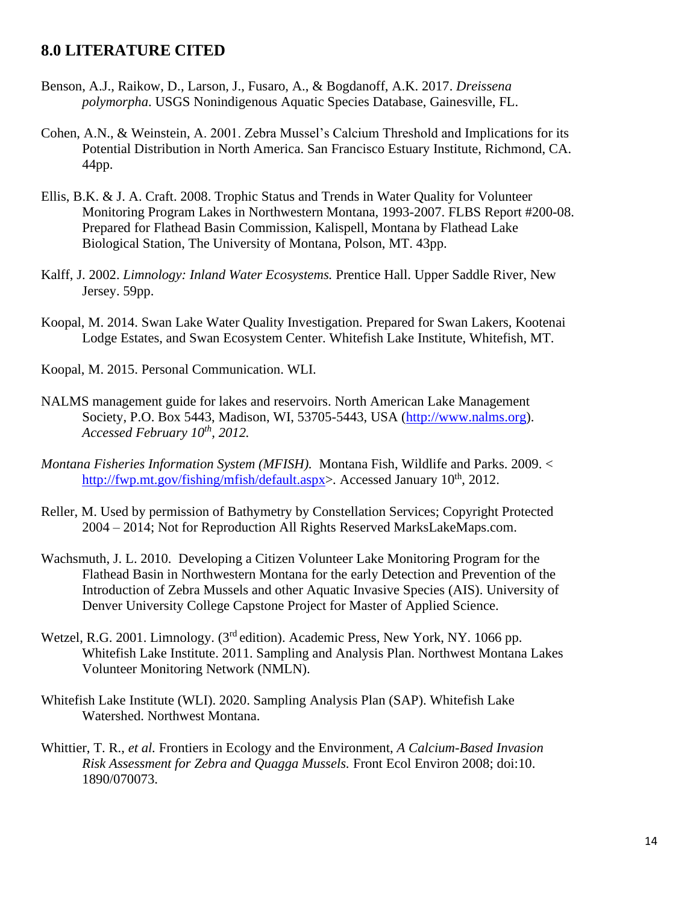## 8.0 LITERATURE CITED

Benson, A.J., Raikow, D., Larson, J., Fusaro, A., & Bogdanoff, A.K. 2017. *Dreissena polymorpha*. USGS Nonindigenous Aquatic Species Database, Gainesville, FL.

Cohen, A.N., & Weinstein, A. 2001. Zebra Mussel's Calcium Threshold and Implications for its Potential Distribution in North America. San Francisco Estuary Institute, Richmond, CA. 44pp.

Ellis, B.K. & J. A. Craft. 2008. Trophic Status and Trends in Water Quality for Volunteer Monitoring Program Lakes in Northwestern Montana, 1993-2007. FLBS Report #200-08. Prepared for Flathead Basin Commission, Kalispell, Montana by Flathead Lake Biological Station, The University of Montana, Polson, MT. 43pp.

Kalff, J. 2002. *Limnology: Inland Water Ecosystems.* Prentice Hall. Upper Saddle River, New Jersey. 59pp.

Koopal, M. 2014. Swan Lake Water Quality Investigation. Prepared for Swan Lakers, Kootenai Lodge Estates, and Swan Ecosystem Center. Whitefish Lake Institute, Whitefish, MT.

Koopal, M. 2015. Personal Communication. WLI.

NALMS management guide for lakes and reservoirs. North American Lake Management Society, P.O. Box 5443, Madison, WI, 53705-5443, USA (http://www.nalms.org). *Accessed February 10th, 2012.*

*Montana Fisheries Information System (MFISH).* Montana Fish, Wildlife and Parks. 2009. <http://fwp.mt.gov/fishing/mfish/default.aspx>. Accessed January 10th, 2012.

Reller, M. Used by permission of Bathymetry by Constellation Services; Copyright Protected 2004 – 2014; Not for Reproduction All Rights Reserved MarksLakeMaps.com.

Wachsmuth, J. L. 2010. Developing a Citizen Volunteer Lake Monitoring Program for the Flathead Basin in Northwestern Montana for the early Detection and Prevention of the Introduction of Zebra Mussels and other Aquatic Invasive Species (AIS). University of Denver University College Capstone Project for Master of Applied Science.

Wetzel, R.G. 2001. Limnology. (3rd edition). Academic Press, New York, NY. 1066 pp. Whitefish Lake Institute. 2011. Sampling and Analysis Plan. Northwest Montana Lakes Volunteer Monitoring Network (NMLN).

Whitefish Lake Institute (WLI). 2020. Sampling Analysis Plan (SAP). Whitefish Lake Watershed. Northwest Montana.

Whittier, T. R., *et al.* Frontiers in Ecology and the Environment, *A Calcium-Based Invasion Risk Assessment for Zebra and Quagga Mussels.* Front Ecol Environ 2008; doi:10. 1890/070073.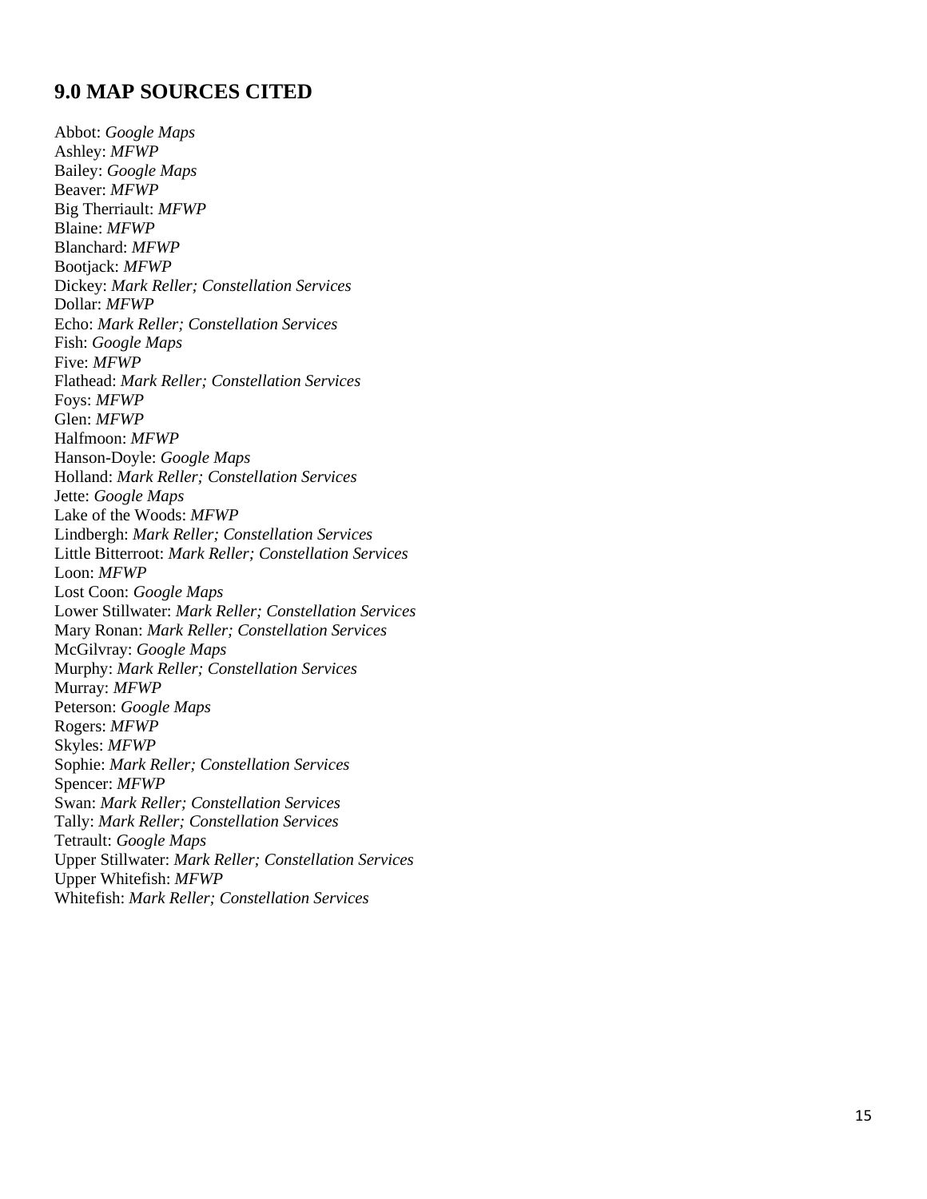## 9.0 MAP SOURCES CITED

Abbot: *Google Maps*
Ashley: *MFWP*
Bailey: *Google Maps*
Beaver: *MFWP*
Big Therriault: *MFWP*
Blaine: *MFWP*
Blanchard: *MFWP*
Bootjack: *MFWP*
Dickey: *Mark Reller; Constellation Services*
Dollar: *MFWP*
Echo: *Mark Reller; Constellation Services*
Fish: *Google Maps*
Five: *MFWP*
Flathead: *Mark Reller; Constellation Services*
Foys: *MFWP*
Glen: *MFWP*
Halfmoon: *MFWP*
Hanson-Doyle: *Google Maps*
Holland: *Mark Reller; Constellation Services*
Jette: *Google Maps*
Lake of the Woods: *MFWP*
Lindbergh: *Mark Reller; Constellation Services*
Little Bitterroot: *Mark Reller; Constellation Services*
Loon: *MFWP*
Lost Coon: *Google Maps*
Lower Stillwater: *Mark Reller; Constellation Services*
Mary Ronan: *Mark Reller; Constellation Services*
McGilvray: *Google Maps*
Murphy: *Mark Reller; Constellation Services*
Murray: *MFWP*
Peterson: *Google Maps*
Rogers: *MFWP*
Skyles: *MFWP*
Sophie: *Mark Reller; Constellation Services*
Spencer: *MFWP*
Swan: *Mark Reller; Constellation Services*
Tally: *Mark Reller; Constellation Services*
Tetrault: *Google Maps*
Upper Stillwater: *Mark Reller; Constellation Services*
Upper Whitefish: *MFWP*
Whitefish: *Mark Reller; Constellation Services*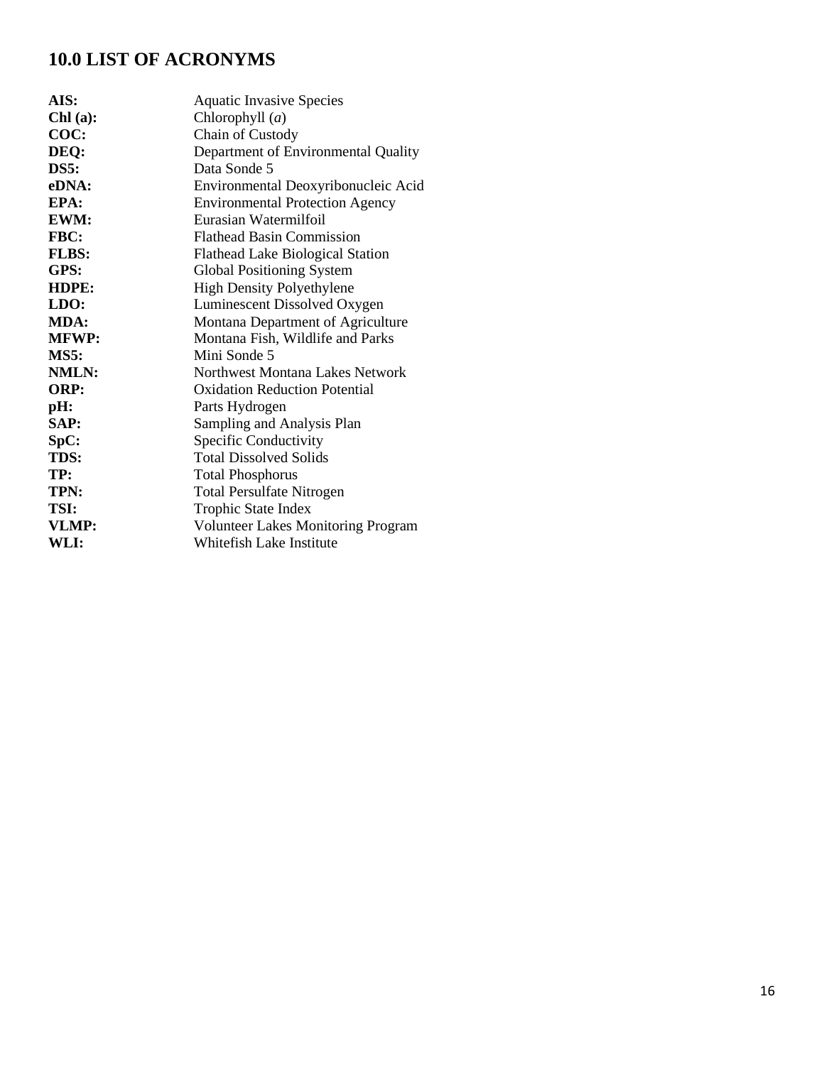## 10.0 LIST OF ACRONYMS

**AIS:** Aquatic Invasive Species
**Chl (a):** Chlorophyll (*a*)
**COC:** Chain of Custody
**DEQ:** Department of Environmental Quality
**DS5:** Data Sonde 5
**eDNA:** Environmental Deoxyribonucleic Acid
**EPA:** Environmental Protection Agency
**EWM:** Eurasian Watermilfoil
**FBC:** Flathead Basin Commission
**FLBS:** Flathead Lake Biological Station
**GPS:** Global Positioning System
**HDPE:** High Density Polyethylene
**LDO:** Luminescent Dissolved Oxygen
**MDA:** Montana Department of Agriculture
**MFWP:** Montana Fish, Wildlife and Parks
**MS5:** Mini Sonde 5
**NMLN:** Northwest Montana Lakes Network
**ORP:** Oxidation Reduction Potential
**pH:** Parts Hydrogen
**SAP:** Sampling and Analysis Plan
**SpC:** Specific Conductivity
**TDS:** Total Dissolved Solids
**TP:** Total Phosphorus
**TPN:** Total Persulfate Nitrogen
**TSI:** Trophic State Index
**VLMP:** Volunteer Lakes Monitoring Program
**WLI:** Whitefish Lake Institute